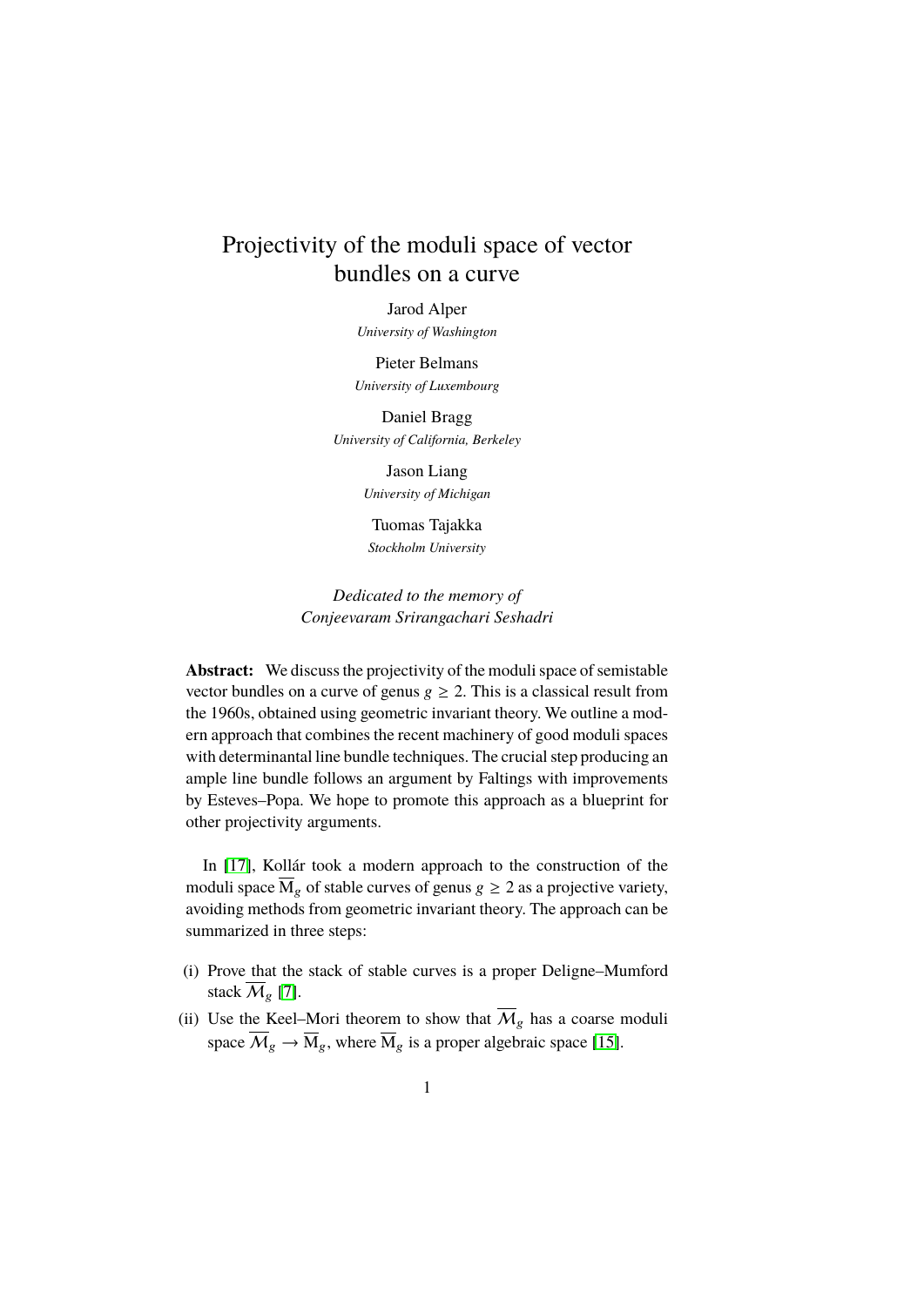# Projectivity of the moduli space of vector bundles on a curve

Jarod Alper
*University of Washington*

Pieter Belmans
*University of Luxembourg*

Daniel Bragg
*University of California, Berkeley*

Jason Liang
*University of Michigan*

Tuomas Tajakka
*Stockholm University*

*Dedicated to the memory of*
*Conjeevaram Srirangachari Seshadri*

**Abstract:** We discuss the projectivity of the moduli space of semistable vector bundles on a curve of genus $g \geq 2$. This is a classical result from the 1960s, obtained using geometric invariant theory. We outline a modern approach that combines the recent machinery of good moduli spaces with determinantal line bundle techniques. The crucial step producing an ample line bundle follows an argument by Faltings with improvements by Esteves–Popa. We hope to promote this approach as a blueprint for other projectivity arguments.

In [17], Kollár took a modern approach to the construction of the moduli space $\overline{\mathrm{M}}_g$ of stable curves of genus $g \geq 2$ as a projective variety, avoiding methods from geometric invariant theory. The approach can be summarized in three steps:

(i) Prove that the stack of stable curves is a proper Deligne–Mumford stack $\overline{\mathcal{M}}_g$ [7].

(ii) Use the Keel–Mori theorem to show that $\overline{\mathcal{M}}_g$ has a coarse moduli space $\overline{\mathcal{M}}_g \to \overline{\mathrm{M}}_g$, where $\overline{\mathrm{M}}_g$ is a proper algebraic space [15].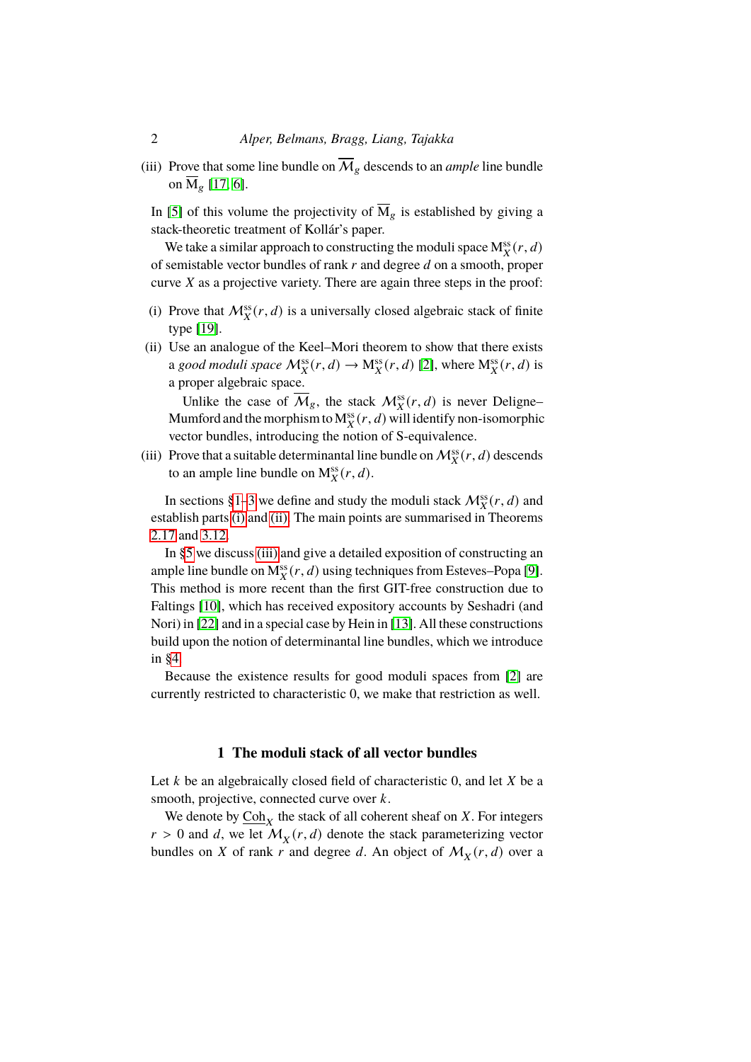(iii) Prove that some line bundle on $\overline{\mathcal{M}}_g$ descends to an *ample* line bundle on $\overline{\mathrm{M}}_g$ [17, 6].

In [5] of this volume the projectivity of $\overline{\mathrm{M}}_g$ is established by giving a stack-theoretic treatment of Kollár's paper.

We take a similar approach to constructing the moduli space $\mathrm{M}_X^{\mathrm{ss}}(r,d)$ of semistable vector bundles of rank $r$ and degree $d$ on a smooth, proper curve $X$ as a projective variety. There are again three steps in the proof:

(i) Prove that $\mathcal{M}_X^{\mathrm{ss}}(r,d)$ is a universally closed algebraic stack of finite type [19].

(ii) Use an analogue of the Keel–Mori theorem to show that there exists a *good moduli space* $\mathcal{M}_X^{\mathrm{ss}}(r,d) \to \mathrm{M}_X^{\mathrm{ss}}(r,d)$ [2], where $\mathrm{M}_X^{\mathrm{ss}}(r,d)$ is a proper algebraic space.

   Unlike the case of $\overline{\mathcal{M}}_g$, the stack $\mathcal{M}_X^{\mathrm{ss}}(r,d)$ is never Deligne–Mumford and the morphism to $\mathrm{M}_X^{\mathrm{ss}}(r,d)$ will identify non-isomorphic vector bundles, introducing the notion of S-equivalence.

(iii) Prove that a suitable determinantal line bundle on $\mathcal{M}_X^{\mathrm{ss}}(r,d)$ descends to an ample line bundle on $\mathrm{M}_X^{\mathrm{ss}}(r,d)$.

In sections §1–3 we define and study the moduli stack $\mathcal{M}_X^{\mathrm{ss}}(r,d)$ and establish parts (i) and (ii). The main points are summarised in Theorems 2.17 and 3.12.

In §5 we discuss (iii) and give a detailed exposition of constructing an ample line bundle on $\mathrm{M}_X^{\mathrm{ss}}(r,d)$ using techniques from Esteves–Popa [9]. This method is more recent than the first GIT-free construction due to Faltings [10], which has received expository accounts by Seshadri (and Nori) in [22] and in a special case by Hein in [13]. All these constructions build upon the notion of determinantal line bundles, which we introduce in §4.

Because the existence results for good moduli spaces from [2] are currently restricted to characteristic 0, we make that restriction as well.

## 1 The moduli stack of all vector bundles

Let $k$ be an algebraically closed field of characteristic 0, and let $X$ be a smooth, projective, connected curve over $k$.

We denote by $\underline{\mathrm{Coh}}_X$ the stack of all coherent sheaf on $X$. For integers $r > 0$ and $d$, we let $\mathcal{M}_X(r,d)$ denote the stack parameterizing vector bundles on $X$ of rank $r$ and degree $d$. An object of $\mathcal{M}_X(r,d)$ over a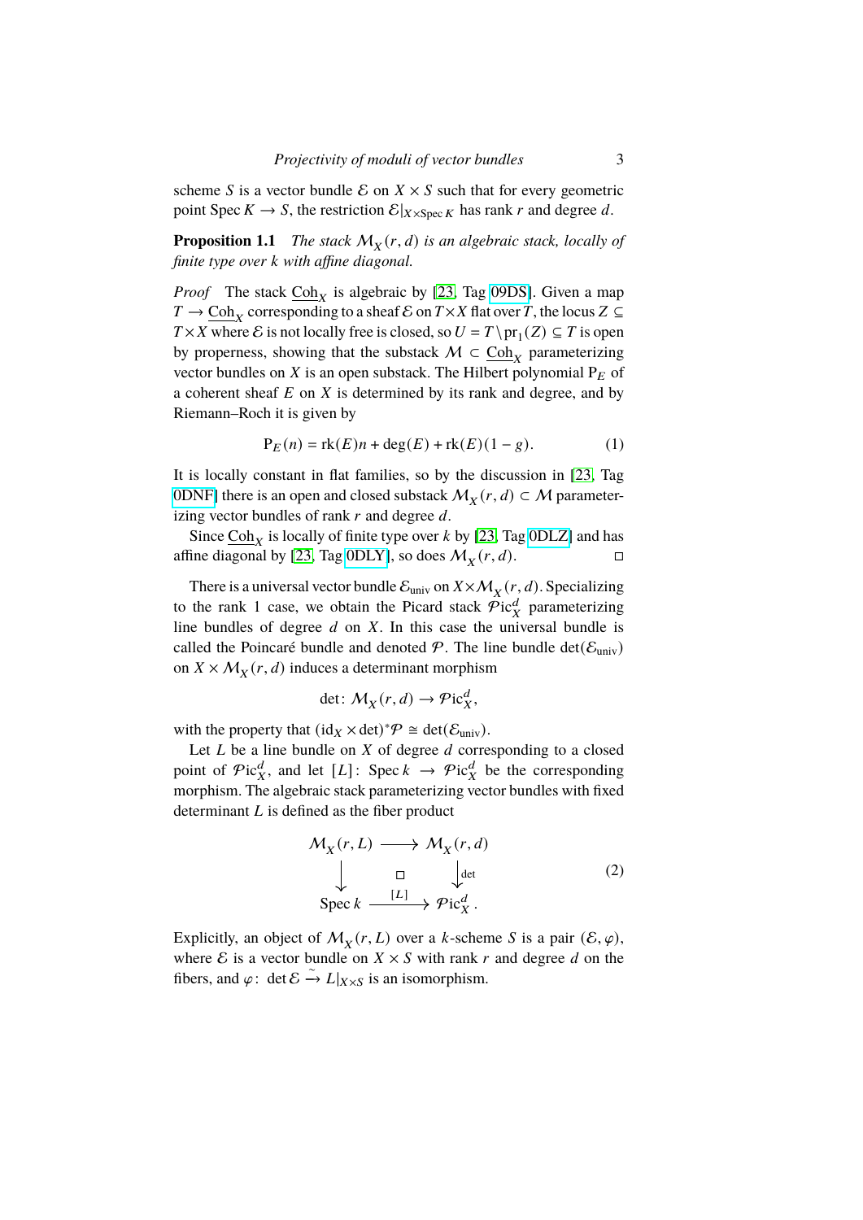scheme $S$ is a vector bundle $\mathcal{E}$ on $X \times S$ such that for every geometric point $\operatorname{Spec} K \to S$, the restriction $\mathcal{E}|_{X \times \operatorname{Spec} K}$ has rank $r$ and degree $d$.

**Proposition 1.1** *The stack $\mathcal{M}_X(r,d)$ is an algebraic stack, locally of finite type over $k$ with affine diagonal.*

*Proof* The stack $\underline{\mathrm{Coh}}_X$ is algebraic by [23, Tag 09DS]. Given a map $T \to \underline{\mathrm{Coh}}_X$ corresponding to a sheaf $\mathcal{E}$ on $T \times X$ flat over $T$, the locus $Z \subseteq T \times X$ where $\mathcal{E}$ is not locally free is closed, so $U = T \setminus \mathrm{pr}_1(Z) \subseteq T$ is open by properness, showing that the substack $\mathcal{M} \subset \underline{\mathrm{Coh}}_X$ parameterizing vector bundles on $X$ is an open substack. The Hilbert polynomial $\mathrm{P}_E$ of a coherent sheaf $E$ on $X$ is determined by its rank and degree, and by Riemann–Roch it is given by

$$\mathrm{P}_E(n) = \mathrm{rk}(E)n + \deg(E) + \mathrm{rk}(E)(1-g). \tag{1}$$

It is locally constant in flat families, so by the discussion in [23, Tag 0DNF] there is an open and closed substack $\mathcal{M}_X(r,d) \subset \mathcal{M}$ parameterizing vector bundles of rank $r$ and degree $d$.

Since $\underline{\mathrm{Coh}}_X$ is locally of finite type over $k$ by [23, Tag 0DLZ] and has affine diagonal by [23, Tag 0DLY], so does $\mathcal{M}_X(r,d)$. □

There is a universal vector bundle $\mathcal{E}_{\mathrm{univ}}$ on $X \times \mathcal{M}_X(r,d)$. Specializing to the rank 1 case, we obtain the Picard stack $\mathcal{P}\mathrm{ic}_X^d$ parameterizing line bundles of degree $d$ on $X$. In this case the universal bundle is called the Poincaré bundle and denoted $\mathcal{P}$. The line bundle $\det(\mathcal{E}_{\mathrm{univ}})$ on $X \times \mathcal{M}_X(r,d)$ induces a determinant morphism

$$\det\colon \mathcal{M}_X(r,d) \to \mathcal{P}\mathrm{ic}_X^d,$$

with the property that $(\mathrm{id}_X \times \det)^*\mathcal{P} \cong \det(\mathcal{E}_{\mathrm{univ}})$.

Let $L$ be a line bundle on $X$ of degree $d$ corresponding to a closed point of $\mathcal{P}\mathrm{ic}_X^d$, and let $[L]\colon \operatorname{Spec} k \to \mathcal{P}\mathrm{ic}_X^d$ be the corresponding morphism. The algebraic stack parameterizing vector bundles with fixed determinant $L$ is defined as the fiber product

$$\begin{array}{ccc} \mathcal{M}_X(r,L) & \longrightarrow & \mathcal{M}_X(r,d) \\ \big\downarrow & \square & \big\downarrow{\scriptstyle \det} \\ \operatorname{Spec} k & \xrightarrow{[L]} & \mathcal{P}\mathrm{ic}_X^d . \end{array} \tag{2}$$

Explicitly, an object of $\mathcal{M}_X(r,L)$ over a $k$-scheme $S$ is a pair $(\mathcal{E},\varphi)$, where $\mathcal{E}$ is a vector bundle on $X \times S$ with rank $r$ and degree $d$ on the fibers, and $\varphi\colon \det \mathcal{E} \xrightarrow{\sim} L|_{X \times S}$ is an isomorphism.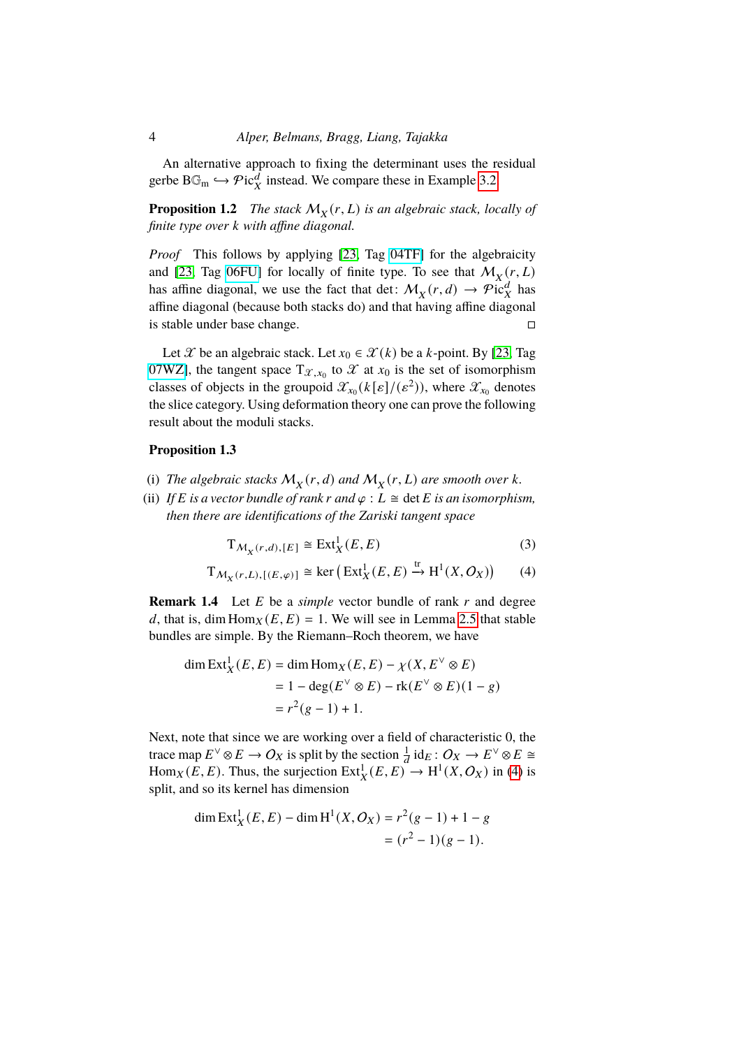An alternative approach to fixing the determinant uses the residual gerbe $\mathrm{B}\mathbb{G}_\mathrm{m} \hookrightarrow \mathcal{P}\mathrm{ic}^d_X$ instead. We compare these in Example 3.2.

**Proposition 1.2** *The stack $\mathcal{M}_X(r, L)$ is an algebraic stack, locally of finite type over $k$ with affine diagonal.*

*Proof* This follows by applying [23, Tag 04TF] for the algebraicity and [23, Tag 06FU] for locally of finite type. To see that $\mathcal{M}_X(r, L)$ has affine diagonal, we use the fact that $\det\colon \mathcal{M}_X(r, d) \to \mathcal{P}\mathrm{ic}^d_X$ has affine diagonal (because both stacks do) and that having affine diagonal is stable under base change. □

Let $\mathscr{X}$ be an algebraic stack. Let $x_0 \in \mathscr{X}(k)$ be a $k$-point. By [23, Tag 07WZ], the tangent space $\mathrm{T}_{\mathscr{X},x_0}$ to $\mathscr{X}$ at $x_0$ is the set of isomorphism classes of objects in the groupoid $\mathscr{X}_{x_0}(k[\varepsilon]/(\varepsilon^2))$, where $\mathscr{X}_{x_0}$ denotes the slice category. Using deformation theory one can prove the following result about the moduli stacks.

**Proposition 1.3**

(i) *The algebraic stacks $\mathcal{M}_X(r, d)$ and $\mathcal{M}_X(r, L)$ are smooth over $k$.*

(ii) *If $E$ is a vector bundle of rank $r$ and $\varphi : L \cong \det E$ is an isomorphism, then there are identifications of the Zariski tangent space*

$$\mathrm{T}_{\mathcal{M}_X(r,d),[E]} \cong \mathrm{Ext}^1_X(E, E) \tag{3}$$

$$\mathrm{T}_{\mathcal{M}_X(r,L),[(E,\varphi)]} \cong \ker\left(\mathrm{Ext}^1_X(E, E) \xrightarrow{\mathrm{tr}} \mathrm{H}^1(X, \mathcal{O}_X)\right) \tag{4}$$

**Remark 1.4** Let $E$ be a *simple* vector bundle of rank $r$ and degree $d$, that is, $\dim \mathrm{Hom}_X(E, E) = 1$. We will see in Lemma 2.5 that stable bundles are simple. By the Riemann–Roch theorem, we have

$$\begin{aligned}
\dim \mathrm{Ext}^1_X(E, E) &= \dim \mathrm{Hom}_X(E, E) - \chi(X, E^\vee \otimes E) \\
&= 1 - \deg(E^\vee \otimes E) - \mathrm{rk}(E^\vee \otimes E)(1 - g) \\
&= r^2(g - 1) + 1.
\end{aligned}$$

Next, note that since we are working over a field of characteristic 0, the trace map $E^\vee \otimes E \to \mathcal{O}_X$ is split by the section $\frac{1}{d}\,\mathrm{id}_E\colon \mathcal{O}_X \to E^\vee \otimes E \cong \mathrm{Hom}_X(E, E)$. Thus, the surjection $\mathrm{Ext}^1_X(E, E) \to \mathrm{H}^1(X, \mathcal{O}_X)$ in (4) is split, and so its kernel has dimension

$$\begin{aligned}
\dim \mathrm{Ext}^1_X(E, E) - \dim \mathrm{H}^1(X, \mathcal{O}_X) &= r^2(g - 1) + 1 - g \\
&= (r^2 - 1)(g - 1).
\end{aligned}$$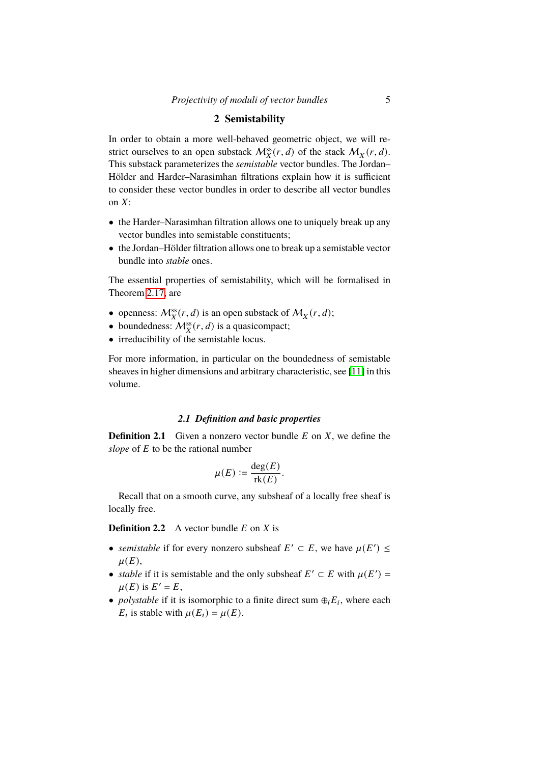## 2 Semistability

In order to obtain a more well-behaved geometric object, we will restrict ourselves to an open substack $\mathcal{M}_X^{\mathrm{ss}}(r,d)$ of the stack $\mathcal{M}_X(r,d)$. This substack parameterizes the *semistable* vector bundles. The Jordan–Hölder and Harder–Narasimhan filtrations explain how it is sufficient to consider these vector bundles in order to describe all vector bundles on $X$:

- the Harder–Narasimhan filtration allows one to uniquely break up any vector bundles into semistable constituents;
- the Jordan–Hölder filtration allows one to break up a semistable vector bundle into *stable* ones.

The essential properties of semistability, which will be formalised in Theorem 2.17, are

- openness: $\mathcal{M}_X^{\mathrm{ss}}(r,d)$ is an open substack of $\mathcal{M}_X(r,d)$;
- boundedness: $\mathcal{M}_X^{\mathrm{ss}}(r,d)$ is a quasicompact;
- irreducibility of the semistable locus.

For more information, in particular on the boundedness of semistable sheaves in higher dimensions and arbitrary characteristic, see [11] in this volume.

### 2.1 Definition and basic properties

**Definition 2.1** Given a nonzero vector bundle $E$ on $X$, we define the *slope* of $E$ to be the rational number

$$\mu(E) := \frac{\deg(E)}{\mathrm{rk}(E)}.$$

Recall that on a smooth curve, any subsheaf of a locally free sheaf is locally free.

**Definition 2.2** A vector bundle $E$ on $X$ is

- *semistable* if for every nonzero subsheaf $E' \subset E$, we have $\mu(E') \leq \mu(E)$,
- *stable* if it is semistable and the only subsheaf $E' \subset E$ with $\mu(E') = \mu(E)$ is $E' = E$,
- *polystable* if it is isomorphic to a finite direct sum $\oplus_i E_i$, where each $E_i$ is stable with $\mu(E_i) = \mu(E)$.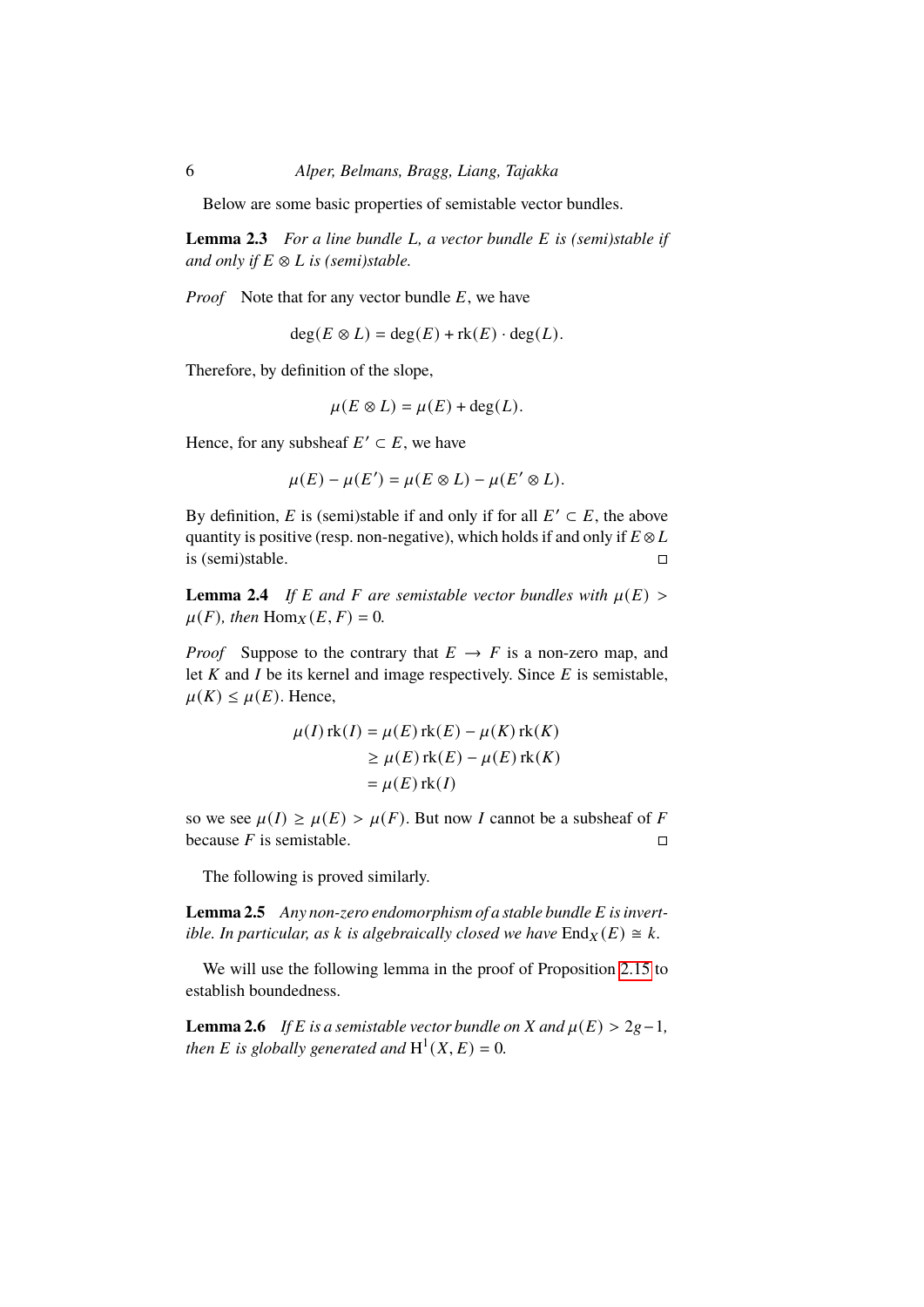Below are some basic properties of semistable vector bundles.

**Lemma 2.3** *For a line bundle $L$, a vector bundle $E$ is (semi)stable if and only if $E \otimes L$ is (semi)stable.*

*Proof* Note that for any vector bundle $E$, we have

$$\deg(E \otimes L) = \deg(E) + \mathrm{rk}(E) \cdot \deg(L).$$

Therefore, by definition of the slope,

$$\mu(E \otimes L) = \mu(E) + \deg(L).$$

Hence, for any subsheaf $E' \subset E$, we have

$$\mu(E) - \mu(E') = \mu(E \otimes L) - \mu(E' \otimes L).$$

By definition, $E$ is (semi)stable if and only if for all $E' \subset E$, the above quantity is positive (resp. non-negative), which holds if and only if $E \otimes L$ is (semi)stable. ◻

**Lemma 2.4** *If $E$ and $F$ are semistable vector bundles with $\mu(E) > \mu(F)$, then $\mathrm{Hom}_X(E, F) = 0$.*

*Proof* Suppose to the contrary that $E \to F$ is a non-zero map, and let $K$ and $I$ be its kernel and image respectively. Since $E$ is semistable, $\mu(K) \leq \mu(E)$. Hence,

$$\begin{aligned}
\mu(I)\,\mathrm{rk}(I) &= \mu(E)\,\mathrm{rk}(E) - \mu(K)\,\mathrm{rk}(K) \\
&\geq \mu(E)\,\mathrm{rk}(E) - \mu(E)\,\mathrm{rk}(K) \\
&= \mu(E)\,\mathrm{rk}(I)
\end{aligned}$$

so we see $\mu(I) \geq \mu(E) > \mu(F)$. But now $I$ cannot be a subsheaf of $F$ because $F$ is semistable. ◻

The following is proved similarly.

**Lemma 2.5** *Any non-zero endomorphism of a stable bundle $E$ is invertible. In particular, as $k$ is algebraically closed we have $\mathrm{End}_X(E) \cong k$.*

We will use the following lemma in the proof of Proposition 2.15 to establish boundedness.

**Lemma 2.6** *If $E$ is a semistable vector bundle on $X$ and $\mu(E) > 2g-1$, then $E$ is globally generated and $\mathrm{H}^1(X, E) = 0$.*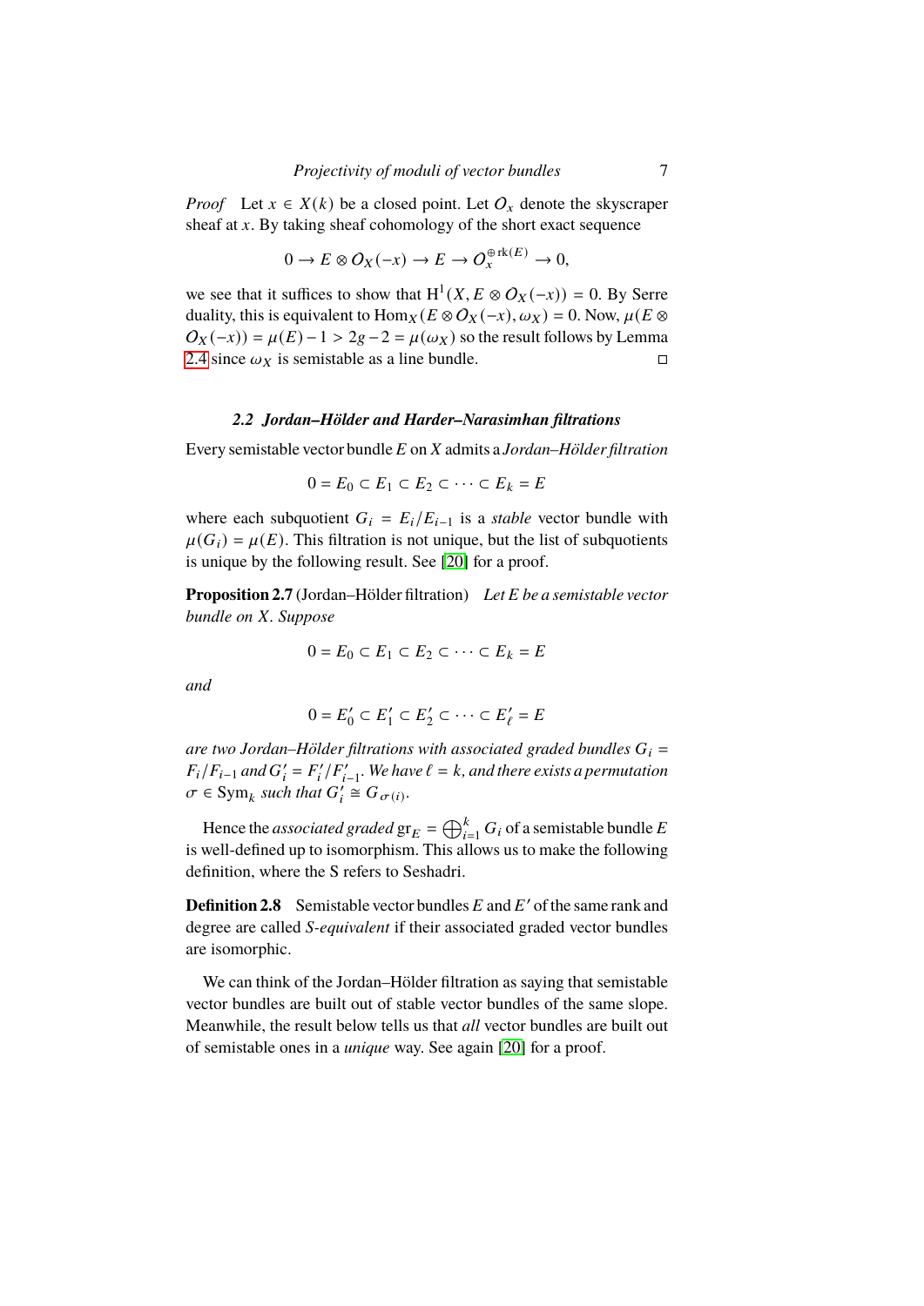*Proof* Let $x \in X(k)$ be a closed point. Let $\mathcal{O}_x$ denote the skyscraper sheaf at $x$. By taking sheaf cohomology of the short exact sequence

$$0 \to E \otimes \mathcal{O}_X(-x) \to E \to \mathcal{O}_x^{\oplus \operatorname{rk}(E)} \to 0,$$

we see that it suffices to show that $\mathrm{H}^1(X, E \otimes \mathcal{O}_X(-x)) = 0$. By Serre duality, this is equivalent to $\operatorname{Hom}_X(E \otimes \mathcal{O}_X(-x), \omega_X) = 0$. Now, $\mu(E \otimes \mathcal{O}_X(-x)) = \mu(E) - 1 > 2g - 2 = \mu(\omega_X)$ so the result follows by Lemma 2.4 since $\omega_X$ is semistable as a line bundle. □

### 2.2 Jordan–Hölder and Harder–Narasimhan filtrations

Every semistable vector bundle $E$ on $X$ admits a *Jordan–Hölder filtration*

$$0 = E_0 \subset E_1 \subset E_2 \subset \cdots \subset E_k = E$$

where each subquotient $G_i = E_i/E_{i-1}$ is a *stable* vector bundle with $\mu(G_i) = \mu(E)$. This filtration is not unique, but the list of subquotients is unique by the following result. See [20] for a proof.

**Proposition 2.7** (Jordan–Hölder filtration) *Let $E$ be a semistable vector bundle on $X$. Suppose*

$$0 = E_0 \subset E_1 \subset E_2 \subset \cdots \subset E_k = E$$

*and*

$$0 = E'_0 \subset E'_1 \subset E'_2 \subset \cdots \subset E'_\ell = E$$

*are two Jordan–Hölder filtrations with associated graded bundles $G_i = F_i/F_{i-1}$ and $G'_i = F'_i/F'_{i-1}$. We have $\ell = k$, and there exists a permutation $\sigma \in \operatorname{Sym}_k$ such that $G'_i \cong G_{\sigma(i)}$.*

Hence the *associated graded* $\mathrm{gr}_E = \bigoplus_{i=1}^k G_i$ of a semistable bundle $E$ is well-defined up to isomorphism. This allows us to make the following definition, where the S refers to Seshadri.

**Definition 2.8** Semistable vector bundles $E$ and $E'$ of the same rank and degree are called *S-equivalent* if their associated graded vector bundles are isomorphic.

We can think of the Jordan–Hölder filtration as saying that semistable vector bundles are built out of stable vector bundles of the same slope. Meanwhile, the result below tells us that *all* vector bundles are built out of semistable ones in a *unique* way. See again [20] for a proof.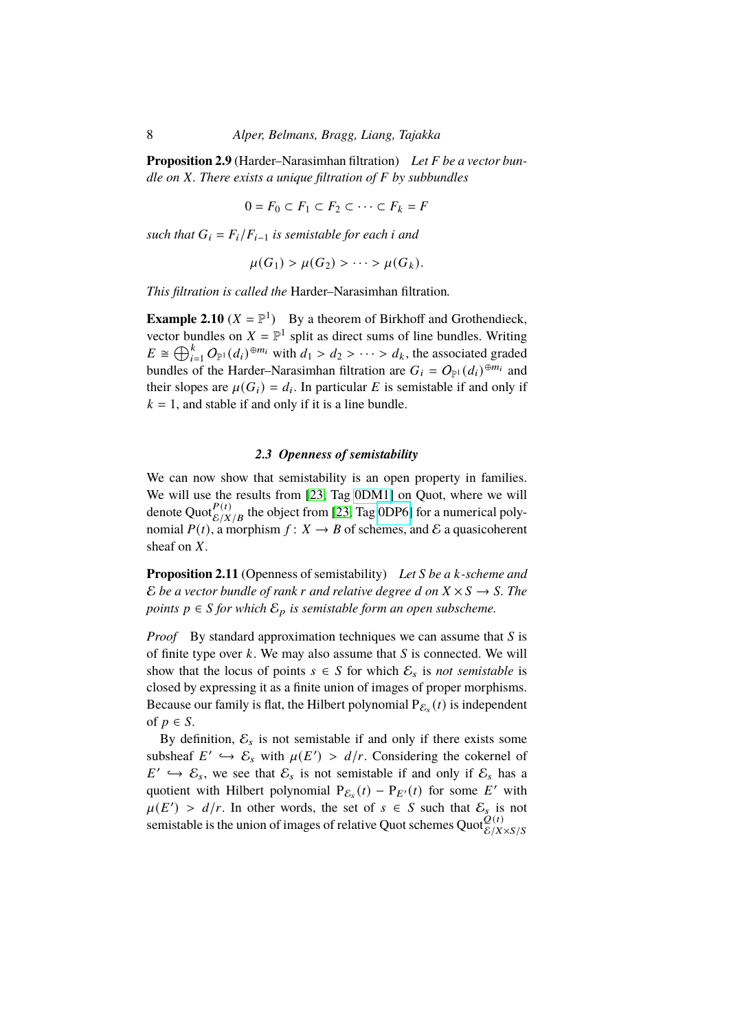**Proposition 2.9** (Harder–Narasimhan filtration) *Let $F$ be a vector bundle on $X$. There exists a unique filtration of $F$ by subbundles*

$$0 = F_0 \subset F_1 \subset F_2 \subset \cdots \subset F_k = F$$

*such that $G_i = F_i/F_{i-1}$ is semistable for each $i$ and*

$$\mu(G_1) > \mu(G_2) > \cdots > \mu(G_k).$$

*This filtration is called the* Harder–Narasimhan filtration*.*

**Example 2.10** ($X = \mathbb{P}^1$) By a theorem of Birkhoff and Grothendieck, vector bundles on $X = \mathbb{P}^1$ split as direct sums of line bundles. Writing $E \cong \bigoplus_{i=1}^k \mathcal{O}_{\mathbb{P}^1}(d_i)^{\oplus m_i}$ with $d_1 > d_2 > \cdots > d_k$, the associated graded bundles of the Harder–Narasimhan filtration are $G_i = \mathcal{O}_{\mathbb{P}^1}(d_i)^{\oplus m_i}$ and their slopes are $\mu(G_i) = d_i$. In particular $E$ is semistable if and only if $k = 1$, and stable if and only if it is a line bundle.

### 2.3 Openness of semistability

We can now show that semistability is an open property in families. We will use the results from [23, Tag 0DM1] on Quot, where we will denote $\mathrm{Quot}^{P(t)}_{\mathcal{E}/X/B}$ the object from [23, Tag 0DP6] for a numerical polynomial $P(t)$, a morphism $f\colon X \to B$ of schemes, and $\mathcal{E}$ a quasicoherent sheaf on $X$.

**Proposition 2.11** (Openness of semistability) *Let $S$ be a $k$-scheme and $\mathcal{E}$ be a vector bundle of rank $r$ and relative degree $d$ on $X \times S \to S$. The points $p \in S$ for which $\mathcal{E}_p$ is semistable form an open subscheme.*

*Proof* By standard approximation techniques we can assume that $S$ is of finite type over $k$. We may also assume that $S$ is connected. We will show that the locus of points $s \in S$ for which $\mathcal{E}_s$ is *not semistable* is closed by expressing it as a finite union of images of proper morphisms. Because our family is flat, the Hilbert polynomial $\mathrm{P}_{\mathcal{E}_s}(t)$ is independent of $p \in S$.

By definition, $\mathcal{E}_s$ is not semistable if and only if there exists some subsheaf $E' \hookrightarrow \mathcal{E}_s$ with $\mu(E') > d/r$. Considering the cokernel of $E' \hookrightarrow \mathcal{E}_s$, we see that $\mathcal{E}_s$ is not semistable if and only if $\mathcal{E}_s$ has a quotient with Hilbert polynomial $\mathrm{P}_{\mathcal{E}_s}(t) - \mathrm{P}_{E'}(t)$ for some $E'$ with $\mu(E') > d/r$. In other words, the set of $s \in S$ such that $\mathcal{E}_s$ is not semistable is the union of images of relative Quot schemes $\mathrm{Quot}^{Q(t)}_{\mathcal{E}/X\times S/S}$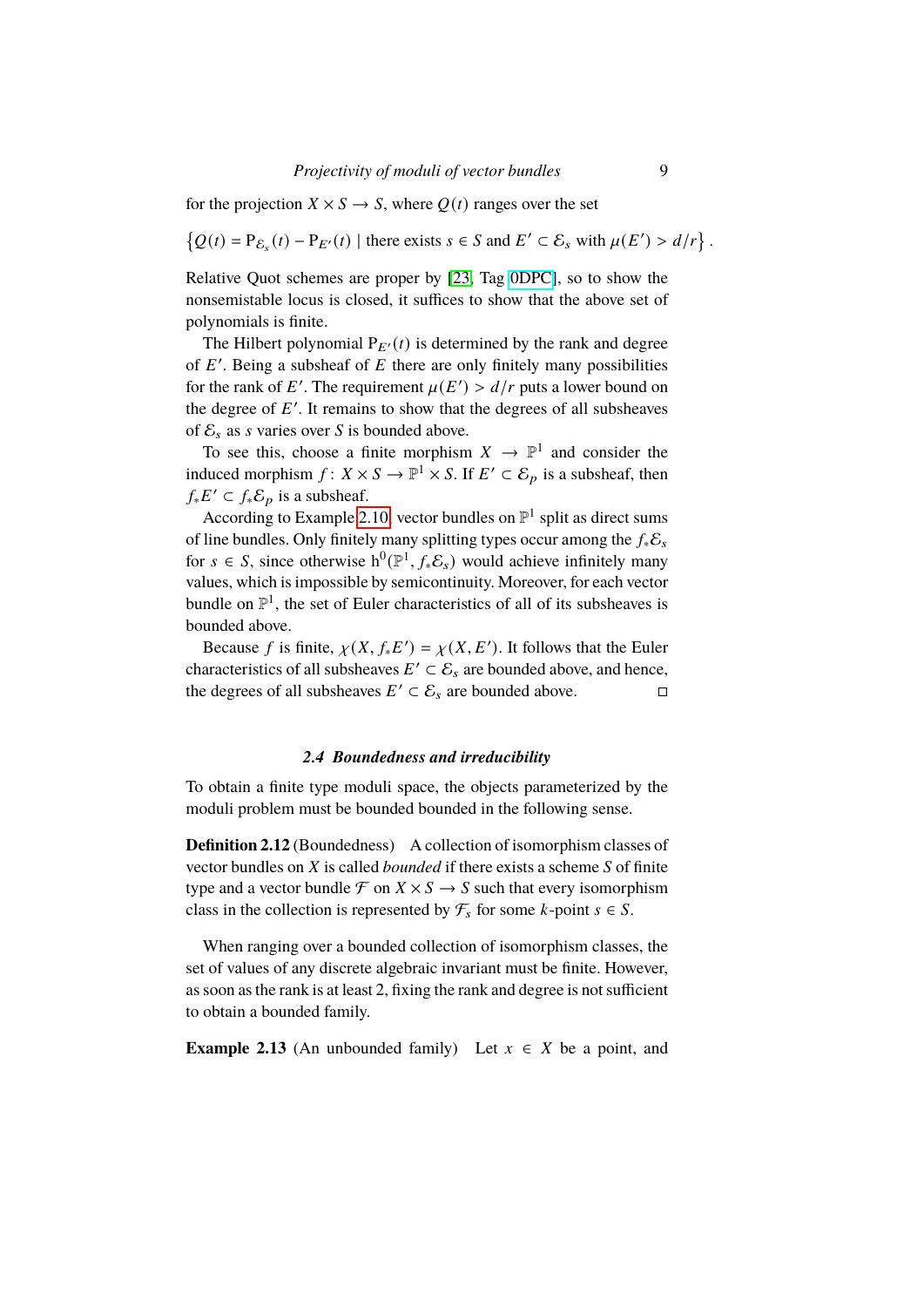for the projection $X \times S \to S$, where $Q(t)$ ranges over the set

$$\left\{ Q(t) = \mathrm{P}_{\mathcal{E}_s}(t) - \mathrm{P}_{E'}(t) \mid \text{there exists } s \in S \text{ and } E' \subset \mathcal{E}_s \text{ with } \mu(E') > d/r \right\}.$$

Relative Quot schemes are proper by [23, Tag 0DPC], so to show the nonsemistable locus is closed, it suffices to show that the above set of polynomials is finite.

The Hilbert polynomial $\mathrm{P}_{E'}(t)$ is determined by the rank and degree of $E'$. Being a subsheaf of $E$ there are only finitely many possibilities for the rank of $E'$. The requirement $\mu(E') > d/r$ puts a lower bound on the degree of $E'$. It remains to show that the degrees of all subsheaves of $\mathcal{E}_s$ as $s$ varies over $S$ is bounded above.

To see this, choose a finite morphism $X \to \mathbb{P}^1$ and consider the induced morphism $f : X \times S \to \mathbb{P}^1 \times S$. If $E' \subset \mathcal{E}_p$ is a subsheaf, then $f_* E' \subset f_* \mathcal{E}_p$ is a subsheaf.

According to Example 2.10, vector bundles on $\mathbb{P}^1$ split as direct sums of line bundles. Only finitely many splitting types occur among the $f_* \mathcal{E}_s$ for $s \in S$, since otherwise $\mathrm{h}^0(\mathbb{P}^1, f_* \mathcal{E}_s)$ would achieve infinitely many values, which is impossible by semicontinuity. Moreover, for each vector bundle on $\mathbb{P}^1$, the set of Euler characteristics of all of its subsheaves is bounded above.

Because $f$ is finite, $\chi(X, f_* E') = \chi(X, E')$. It follows that the Euler characteristics of all subsheaves $E' \subset \mathcal{E}_s$ are bounded above, and hence, the degrees of all subsheaves $E' \subset \mathcal{E}_s$ are bounded above. □

### 2.4 Boundedness and irreducibility

To obtain a finite type moduli space, the objects parameterized by the moduli problem must be bounded bounded in the following sense.

**Definition 2.12** (Boundedness) A collection of isomorphism classes of vector bundles on $X$ is called *bounded* if there exists a scheme $S$ of finite type and a vector bundle $\mathcal{F}$ on $X \times S \to S$ such that every isomorphism class in the collection is represented by $\mathcal{F}_s$ for some $k$-point $s \in S$.

When ranging over a bounded collection of isomorphism classes, the set of values of any discrete algebraic invariant must be finite. However, as soon as the rank is at least 2, fixing the rank and degree is not sufficient to obtain a bounded family.

**Example 2.13** (An unbounded family) Let $x \in X$ be a point, and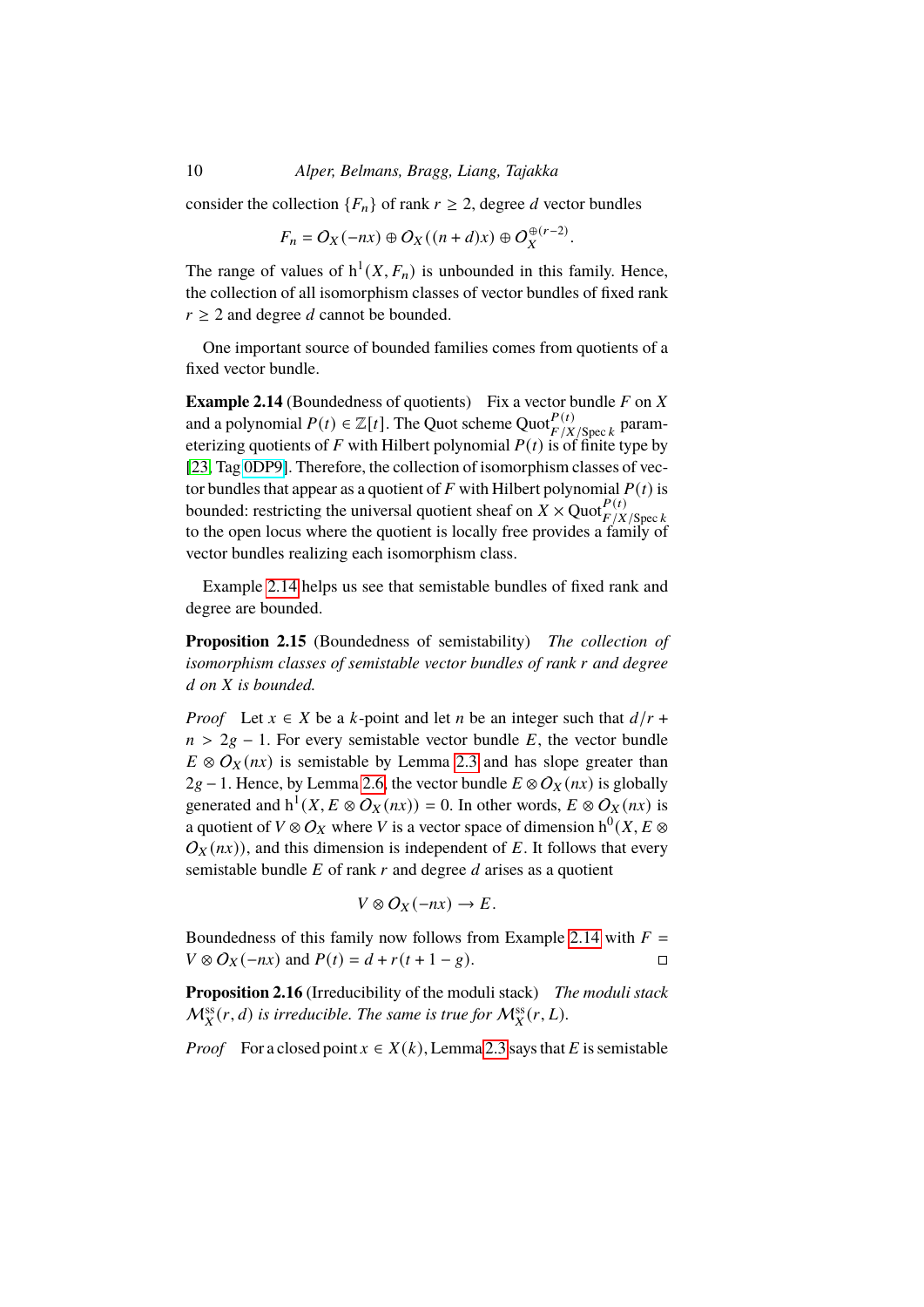consider the collection $\{F_n\}$ of rank $r \geq 2$, degree $d$ vector bundles

$$F_n = \mathcal{O}_X(-nx) \oplus \mathcal{O}_X((n+d)x) \oplus \mathcal{O}_X^{\oplus(r-2)}.$$

The range of values of $\mathrm{h}^1(X, F_n)$ is unbounded in this family. Hence, the collection of all isomorphism classes of vector bundles of fixed rank $r \geq 2$ and degree $d$ cannot be bounded.

One important source of bounded families comes from quotients of a fixed vector bundle.

**Example 2.14** (Boundedness of quotients) Fix a vector bundle $F$ on $X$ and a polynomial $P(t) \in \mathbb{Z}[t]$. The Quot scheme $\mathrm{Quot}^{P(t)}_{F/X/\operatorname{Spec} k}$ parameterizing quotients of $F$ with Hilbert polynomial $P(t)$ is of finite type by [23, Tag 0DP9]. Therefore, the collection of isomorphism classes of vector bundles that appear as a quotient of $F$ with Hilbert polynomial $P(t)$ is bounded: restricting the universal quotient sheaf on $X \times \mathrm{Quot}^{P(t)}_{F/X/\operatorname{Spec} k}$ to the open locus where the quotient is locally free provides a family of vector bundles realizing each isomorphism class.

Example 2.14 helps us see that semistable bundles of fixed rank and degree are bounded.

**Proposition 2.15** (Boundedness of semistability) *The collection of isomorphism classes of semistable vector bundles of rank r and degree d on X is bounded.*

*Proof* Let $x \in X$ be a $k$-point and let $n$ be an integer such that $d/r + n > 2g - 1$. For every semistable vector bundle $E$, the vector bundle $E \otimes \mathcal{O}_X(nx)$ is semistable by Lemma 2.3 and has slope greater than $2g-1$. Hence, by Lemma 2.6, the vector bundle $E \otimes \mathcal{O}_X(nx)$ is globally generated and $\mathrm{h}^1(X, E \otimes \mathcal{O}_X(nx)) = 0$. In other words, $E \otimes \mathcal{O}_X(nx)$ is a quotient of $V \otimes \mathcal{O}_X$ where $V$ is a vector space of dimension $\mathrm{h}^0(X, E \otimes \mathcal{O}_X(nx))$, and this dimension is independent of $E$. It follows that every semistable bundle $E$ of rank $r$ and degree $d$ arises as a quotient

$$V \otimes \mathcal{O}_X(-nx) \to E.$$

Boundedness of this family now follows from Example 2.14 with $F = V \otimes \mathcal{O}_X(-nx)$ and $P(t) = d + r(t + 1 - g)$. $\square$

**Proposition 2.16** (Irreducibility of the moduli stack) *The moduli stack* $\mathcal{M}^{\mathrm{ss}}_X(r,d)$ *is irreducible. The same is true for* $\mathcal{M}^{\mathrm{ss}}_X(r,L)$.

*Proof* For a closed point $x \in X(k)$, Lemma 2.3 says that $E$ is semistable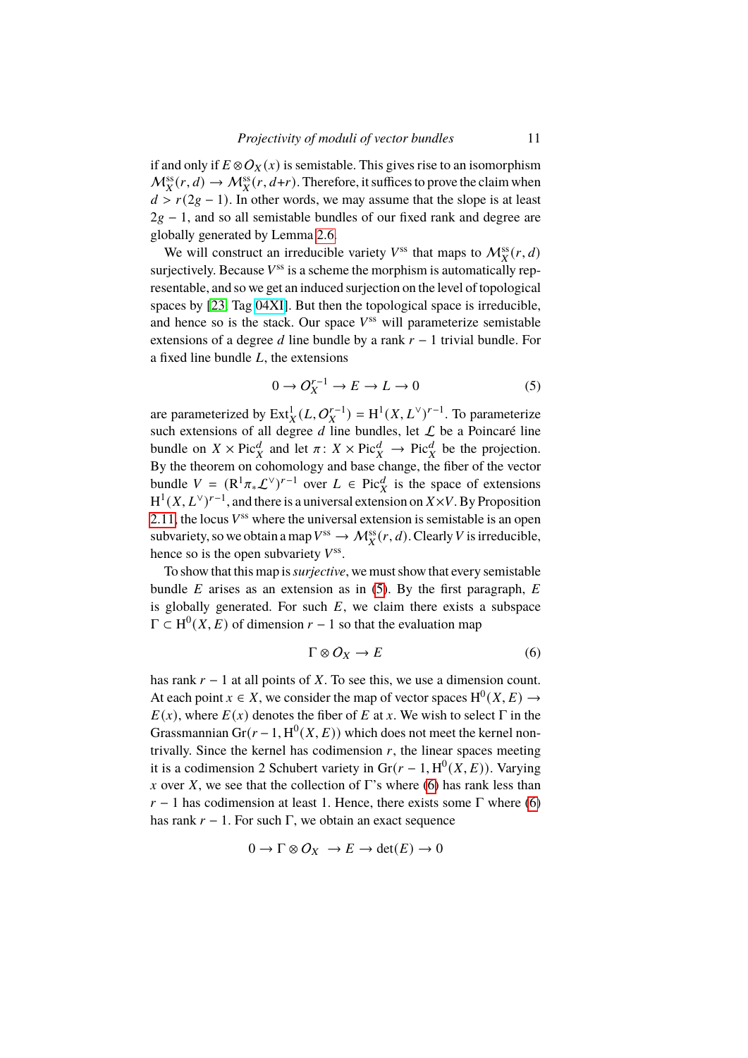if and only if $E \otimes \mathcal{O}_X(x)$ is semistable. This gives rise to an isomorphism $\mathcal{M}_X^{\mathrm{ss}}(r,d) \to \mathcal{M}_X^{\mathrm{ss}}(r,d{+}r)$. Therefore, it suffices to prove the claim when $d > r(2g-1)$. In other words, we may assume that the slope is at least $2g-1$, and so all semistable bundles of our fixed rank and degree are globally generated by Lemma 2.6.

We will construct an irreducible variety $V^{\mathrm{ss}}$ that maps to $\mathcal{M}_X^{\mathrm{ss}}(r,d)$ surjectively. Because $V^{\mathrm{ss}}$ is a scheme the morphism is automatically representable, and so we get an induced surjection on the level of topological spaces by [23, Tag 04XI]. But then the topological space is irreducible, and hence so is the stack. Our space $V^{\mathrm{ss}}$ will parameterize semistable extensions of a degree $d$ line bundle by a rank $r-1$ trivial bundle. For a fixed line bundle $L$, the extensions

$$0 \to \mathcal{O}_X^{r-1} \to E \to L \to 0 \tag{5}$$

are parameterized by $\mathrm{Ext}^1_X(L, \mathcal{O}_X^{r-1}) = \mathrm{H}^1(X, L^\vee)^{r-1}$. To parameterize such extensions of all degree $d$ line bundles, let $\mathcal{L}$ be a Poincaré line bundle on $X \times \mathrm{Pic}_X^d$ and let $\pi \colon X \times \mathrm{Pic}_X^d \to \mathrm{Pic}_X^d$ be the projection. By the theorem on cohomology and base change, the fiber of the vector bundle $V = (\mathrm{R}^1\pi_*\mathcal{L}^\vee)^{r-1}$ over $L \in \mathrm{Pic}_X^d$ is the space of extensions $\mathrm{H}^1(X, L^\vee)^{r-1}$, and there is a universal extension on $X \times V$. By Proposition 2.11, the locus $V^{\mathrm{ss}}$ where the universal extension is semistable is an open subvariety, so we obtain a map $V^{\mathrm{ss}} \to \mathcal{M}_X^{\mathrm{ss}}(r,d)$. Clearly $V$ is irreducible, hence so is the open subvariety $V^{\mathrm{ss}}$.

To show that this map is *surjective*, we must show that every semistable bundle $E$ arises as an extension as in (5). By the first paragraph, $E$ is globally generated. For such $E$, we claim there exists a subspace $\Gamma \subset \mathrm{H}^0(X,E)$ of dimension $r-1$ so that the evaluation map

$$\Gamma \otimes \mathcal{O}_X \to E \tag{6}$$

has rank $r-1$ at all points of $X$. To see this, we use a dimension count. At each point $x \in X$, we consider the map of vector spaces $\mathrm{H}^0(X,E) \to E(x)$, where $E(x)$ denotes the fiber of $E$ at $x$. We wish to select $\Gamma$ in the Grassmannian $\mathrm{Gr}(r-1, \mathrm{H}^0(X,E))$ which does not meet the kernel nontrivially. Since the kernel has codimension $r$, the linear spaces meeting it is a codimension 2 Schubert variety in $\mathrm{Gr}(r-1, \mathrm{H}^0(X,E))$. Varying $x$ over $X$, we see that the collection of $\Gamma$'s where (6) has rank less than $r-1$ has codimension at least 1. Hence, there exists some $\Gamma$ where (6) has rank $r-1$. For such $\Gamma$, we obtain an exact sequence

$$0 \to \Gamma \otimes \mathcal{O}_X \to E \to \det(E) \to 0$$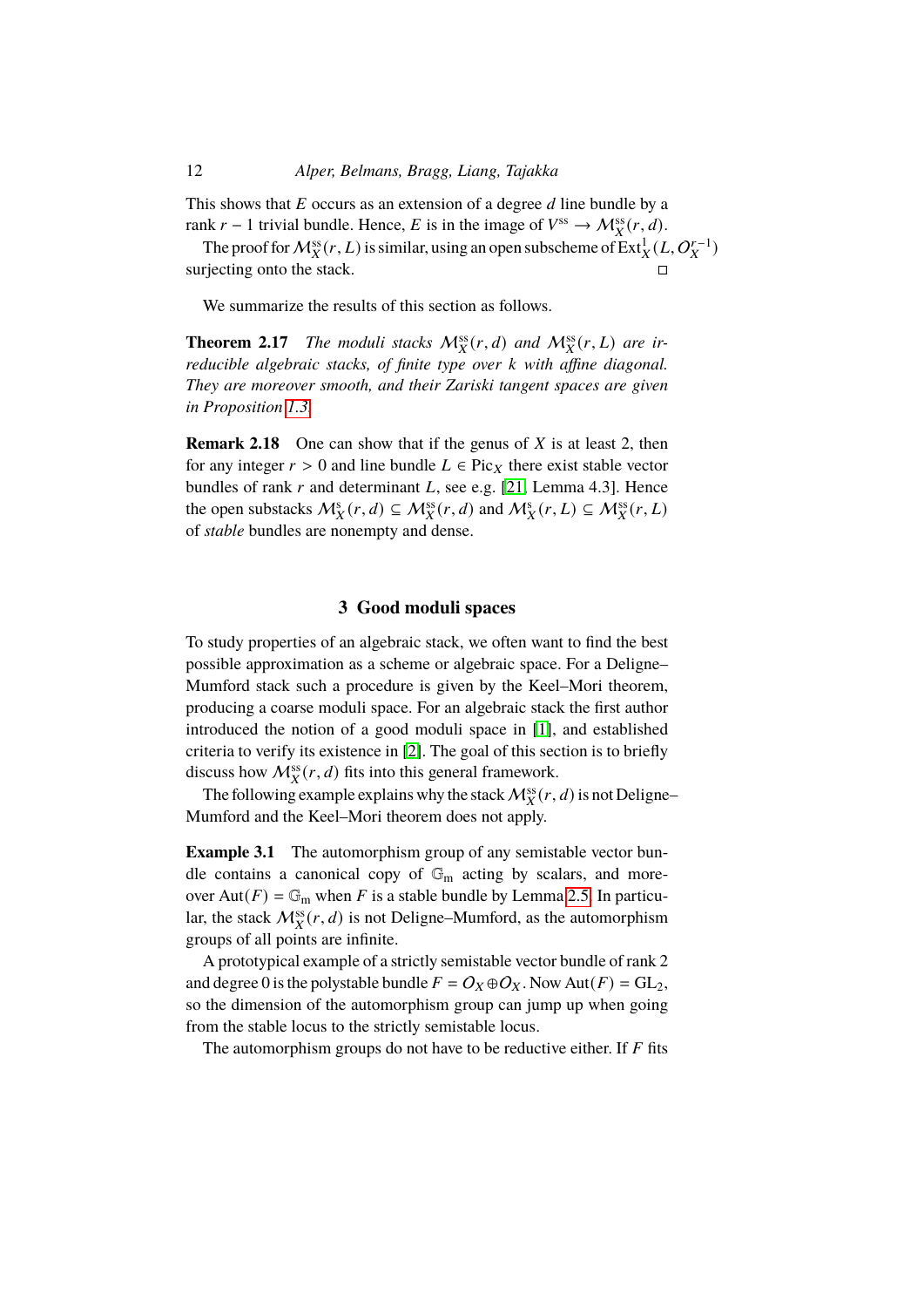This shows that $E$ occurs as an extension of a degree $d$ line bundle by a rank $r-1$ trivial bundle. Hence, $E$ is in the image of $V^{\mathrm{ss}} \to \mathcal{M}_X^{\mathrm{ss}}(r,d)$.

The proof for $\mathcal{M}_X^{\mathrm{ss}}(r,L)$ is similar, using an open subscheme of $\mathrm{Ext}_X^1(L, \mathcal{O}_X^{r-1})$ surjecting onto the stack. □

We summarize the results of this section as follows.

**Theorem 2.17** *The moduli stacks $\mathcal{M}_X^{\mathrm{ss}}(r,d)$ and $\mathcal{M}_X^{\mathrm{ss}}(r,L)$ are irreducible algebraic stacks, of finite type over $k$ with affine diagonal. They are moreover smooth, and their Zariski tangent spaces are given in Proposition 1.3.*

**Remark 2.18** One can show that if the genus of $X$ is at least 2, then for any integer $r > 0$ and line bundle $L \in \mathrm{Pic}_X$ there exist stable vector bundles of rank $r$ and determinant $L$, see e.g. [21, Lemma 4.3]. Hence the open substacks $\mathcal{M}_X^{\mathrm{s}}(r,d) \subseteq \mathcal{M}_X^{\mathrm{ss}}(r,d)$ and $\mathcal{M}_X^{\mathrm{s}}(r,L) \subseteq \mathcal{M}_X^{\mathrm{ss}}(r,L)$ of *stable* bundles are nonempty and dense.

## 3 Good moduli spaces

To study properties of an algebraic stack, we often want to find the best possible approximation as a scheme or algebraic space. For a Deligne–Mumford stack such a procedure is given by the Keel–Mori theorem, producing a coarse moduli space. For an algebraic stack the first author introduced the notion of a good moduli space in [1], and established criteria to verify its existence in [2]. The goal of this section is to briefly discuss how $\mathcal{M}_X^{\mathrm{ss}}(r,d)$ fits into this general framework.

The following example explains why the stack $\mathcal{M}_X^{\mathrm{ss}}(r,d)$ is not Deligne–Mumford and the Keel–Mori theorem does not apply.

**Example 3.1** The automorphism group of any semistable vector bundle contains a canonical copy of $\mathbb{G}_{\mathrm{m}}$ acting by scalars, and moreover $\mathrm{Aut}(F) = \mathbb{G}_{\mathrm{m}}$ when $F$ is a stable bundle by Lemma 2.5. In particular, the stack $\mathcal{M}_X^{\mathrm{ss}}(r,d)$ is not Deligne–Mumford, as the automorphism groups of all points are infinite.

A prototypical example of a strictly semistable vector bundle of rank 2 and degree 0 is the polystable bundle $F = \mathcal{O}_X \oplus \mathcal{O}_X$. Now $\mathrm{Aut}(F) = \mathrm{GL}_2$, so the dimension of the automorphism group can jump up when going from the stable locus to the strictly semistable locus.

The automorphism groups do not have to be reductive either. If $F$ fits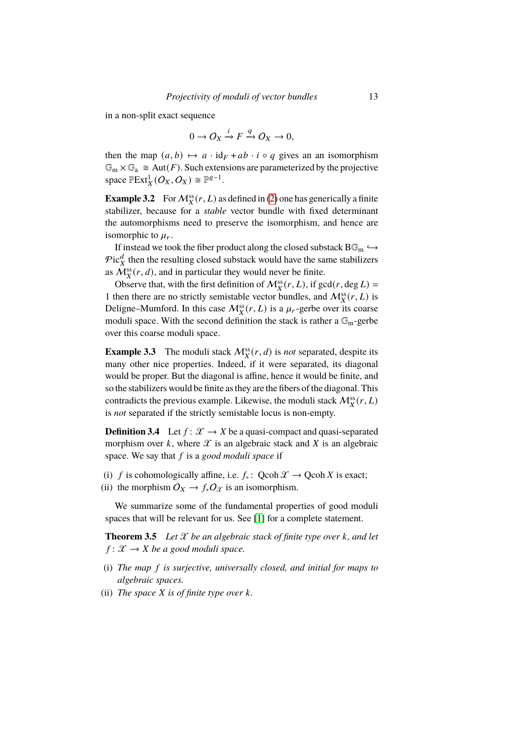in a non-split exact sequence

$$0 \to \mathcal{O}_X \xrightarrow{i} F \xrightarrow{q} \mathcal{O}_X \to 0,$$

then the map $(a,b) \mapsto a \cdot \mathrm{id}_F + ab \cdot i \circ q$ gives an an isomorphism $\mathbb{G}_{\mathrm{m}} \times \mathbb{G}_{\mathrm{a}} \cong \mathrm{Aut}(F)$. Such extensions are parameterized by the projective space $\mathbb{P}\mathrm{Ext}^1_X(\mathcal{O}_X, \mathcal{O}_X) \cong \mathbb{P}^{g-1}$.

**Example 3.2** For $\mathcal{M}^{\mathrm{ss}}_X(r, L)$ as defined in (2) one has generically a finite stabilizer, because for a *stable* vector bundle with fixed determinant the automorphisms need to preserve the isomorphism, and hence are isomorphic to $\mu_r$.

If instead we took the fiber product along the closed substack $\mathrm{B}\mathbb{G}_{\mathrm{m}} \hookrightarrow \mathcal{P}\mathrm{ic}^d_X$ then the resulting closed substack would have the same stabilizers as $\mathcal{M}^{\mathrm{ss}}_X(r, d)$, and in particular they would never be finite.

Observe that, with the first definition of $\mathcal{M}^{\mathrm{ss}}_X(r, L)$, if $\gcd(r, \deg L) = 1$ then there are no strictly semistable vector bundles, and $\mathcal{M}^{\mathrm{ss}}_X(r, L)$ is Deligne–Mumford. In this case $\mathcal{M}^{\mathrm{ss}}_X(r, L)$ is a $\mu_r$-gerbe over its coarse moduli space. With the second definition the stack is rather a $\mathbb{G}_{\mathrm{m}}$-gerbe over this coarse moduli space.

**Example 3.3** The moduli stack $\mathcal{M}^{\mathrm{ss}}_X(r, d)$ is *not* separated, despite its many other nice properties. Indeed, if it were separated, its diagonal would be proper. But the diagonal is affine, hence it would be finite, and so the stabilizers would be finite as they are the fibers of the diagonal. This contradicts the previous example. Likewise, the moduli stack $\mathcal{M}^{\mathrm{ss}}_X(r, L)$ is *not* separated if the strictly semistable locus is non-empty.

**Definition 3.4** Let $f \colon \mathcal{X} \to X$ be a quasi-compact and quasi-separated morphism over $k$, where $\mathcal{X}$ is an algebraic stack and $X$ is an algebraic space. We say that $f$ is a *good moduli space* if

(i) $f$ is cohomologically affine, i.e. $f_* \colon \mathrm{Qcoh}\,\mathcal{X} \to \mathrm{Qcoh}\,X$ is exact;
(ii) the morphism $\mathcal{O}_X \to f_*\mathcal{O}_{\mathcal{X}}$ is an isomorphism.

We summarize some of the fundamental properties of good moduli spaces that will be relevant for us. See [1] for a complete statement.

**Theorem 3.5** *Let $\mathcal{X}$ be an algebraic stack of finite type over $k$, and let $f \colon \mathcal{X} \to X$ be a good moduli space.*

(i) *The map $f$ is surjective, universally closed, and initial for maps to algebraic spaces.*
(ii) *The space $X$ is of finite type over $k$.*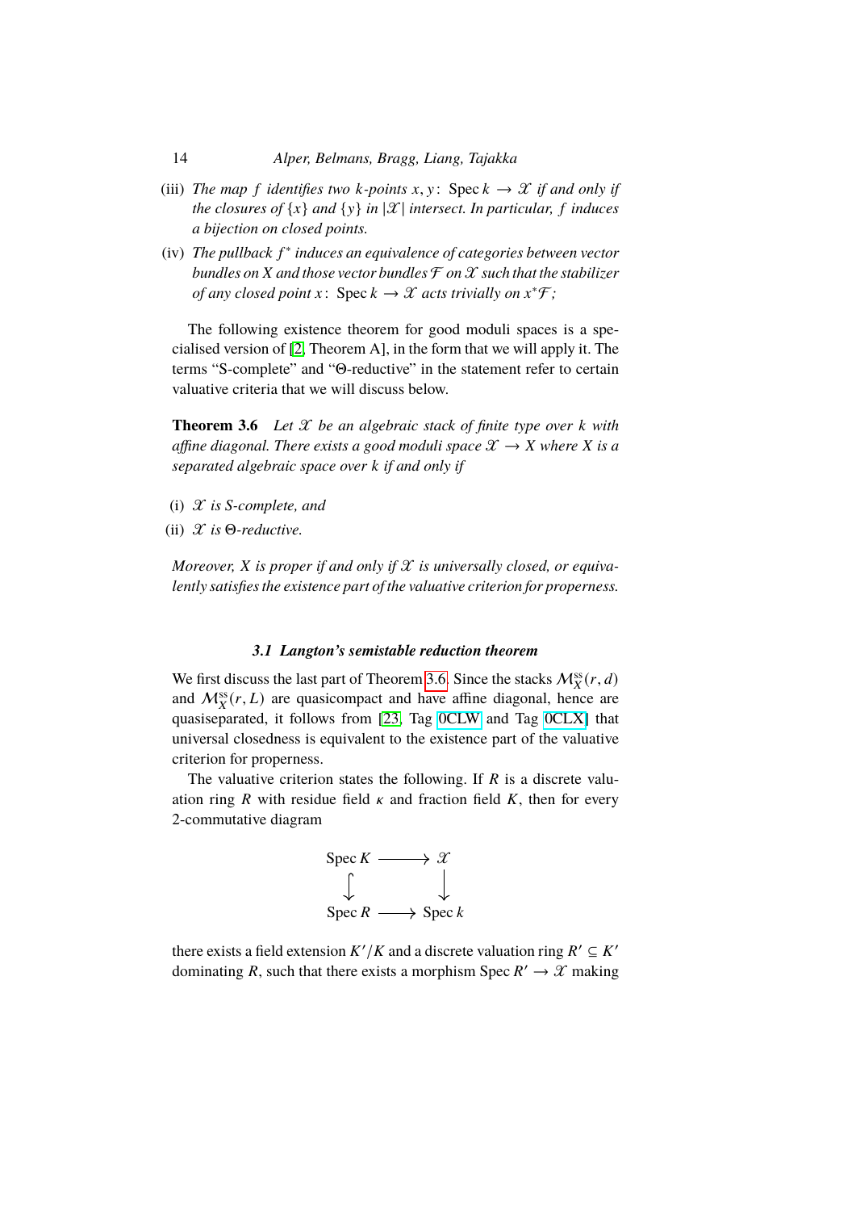(iii) *The map $f$ identifies two $k$-points $x, y\colon \operatorname{Spec} k \to \mathcal{X}$ if and only if the closures of $\{x\}$ and $\{y\}$ in $|\mathcal{X}|$ intersect. In particular, $f$ induces a bijection on closed points.*

(iv) *The pullback $f^*$ induces an equivalence of categories between vector bundles on $X$ and those vector bundles $\mathcal{F}$ on $\mathcal{X}$ such that the stabilizer of any closed point $x\colon \operatorname{Spec} k \to \mathcal{X}$ acts trivially on $x^*\mathcal{F}$;*

The following existence theorem for good moduli spaces is a specialised version of [2, Theorem A], in the form that we will apply it. The terms "S-complete" and "Θ-reductive" in the statement refer to certain valuative criteria that we will discuss below.

**Theorem 3.6** *Let $\mathcal{X}$ be an algebraic stack of finite type over $k$ with affine diagonal. There exists a good moduli space $\mathcal{X} \to X$ where $X$ is a separated algebraic space over $k$ if and only if*

(i) *$\mathcal{X}$ is S-complete, and*

(ii) *$\mathcal{X}$ is Θ-reductive.*

*Moreover, $X$ is proper if and only if $\mathcal{X}$ is universally closed, or equivalently satisfies the existence part of the valuative criterion for properness.*

### *3.1 Langton's semistable reduction theorem*

We first discuss the last part of Theorem 3.6. Since the stacks $\mathcal{M}_X^{\mathrm{ss}}(r,d)$ and $\mathcal{M}_X^{\mathrm{ss}}(r,L)$ are quasicompact and have affine diagonal, hence are quasiseparated, it follows from [23, Tag 0CLW and Tag 0CLX] that universal closedness is equivalent to the existence part of the valuative criterion for properness.

The valuative criterion states the following. If $R$ is a discrete valuation ring $R$ with residue field $\kappa$ and fraction field $K$, then for every 2-commutative diagram

$$
\begin{array}{ccc}
\operatorname{Spec} K & \longrightarrow & \mathcal{X} \\
\big\downarrow & & \big\downarrow \\
\operatorname{Spec} R & \longrightarrow & \operatorname{Spec} k
\end{array}
$$

there exists a field extension $K'/K$ and a discrete valuation ring $R' \subseteq K'$ dominating $R$, such that there exists a morphism $\operatorname{Spec} R' \to \mathcal{X}$ making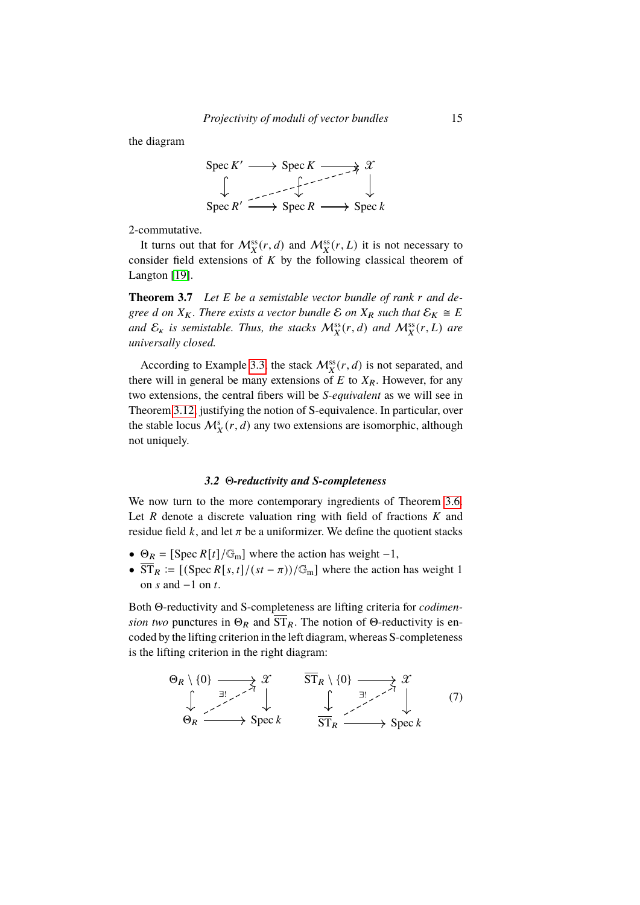the diagram

$$\begin{array}{ccccc}
\operatorname{Spec} K' & \longrightarrow & \operatorname{Spec} K & \longrightarrow & \mathscr{X} \\
\downarrow & & \downarrow & \nearrow & \downarrow \\
\operatorname{Spec} R' & \longrightarrow & \operatorname{Spec} R & \longrightarrow & \operatorname{Spec} k
\end{array}$$

2-commutative.

It turns out that for $\mathcal{M}_X^{\mathrm{ss}}(r,d)$ and $\mathcal{M}_X^{\mathrm{ss}}(r,L)$ it is not necessary to consider field extensions of $K$ by the following classical theorem of Langton [19].

**Theorem 3.7** *Let $E$ be a semistable vector bundle of rank $r$ and degree $d$ on $X_K$. There exists a vector bundle $\mathcal{E}$ on $X_R$ such that $\mathcal{E}_K \cong E$ and $\mathcal{E}_\kappa$ is semistable. Thus, the stacks $\mathcal{M}_X^{\mathrm{ss}}(r,d)$ and $\mathcal{M}_X^{\mathrm{ss}}(r,L)$ are universally closed.*

According to Example 3.3, the stack $\mathcal{M}_X^{\mathrm{ss}}(r,d)$ is not separated, and there will in general be many extensions of $E$ to $X_R$. However, for any two extensions, the central fibers will be *S-equivalent* as we will see in Theorem 3.12, justifying the notion of S-equivalence. In particular, over the stable locus $\mathcal{M}_X^{\mathrm{s}}(r,d)$ any two extensions are isomorphic, although not uniquely.

### 3.2 Θ-reductivity and S-completeness

We now turn to the more contemporary ingredients of Theorem 3.6. Let $R$ denote a discrete valuation ring with field of fractions $K$ and residue field $k$, and let $\pi$ be a uniformizer. We define the quotient stacks

- $\Theta_R = [\operatorname{Spec} R[t]/\mathbb{G}_{\mathrm{m}}]$ where the action has weight $-1$,
- $\overline{\mathrm{ST}}_R := [(\operatorname{Spec} R[s,t]/(st-\pi))/\mathbb{G}_{\mathrm{m}}]$ where the action has weight 1 on $s$ and $-1$ on $t$.

Both Θ-reductivity and S-completeness are lifting criteria for *codimension two* punctures in $\Theta_R$ and $\overline{\mathrm{ST}}_R$. The notion of Θ-reductivity is encoded by the lifting criterion in the left diagram, whereas S-completeness is the lifting criterion in the right diagram:

$$\begin{array}{ccc}
\Theta_R \setminus \{0\} & \longrightarrow & \mathscr{X} \\
\downarrow & \overset{\exists !}{\nearrow} & \downarrow \\
\Theta_R & \longrightarrow & \operatorname{Spec} k
\end{array}
\qquad\qquad
\begin{array}{ccc}
\overline{\mathrm{ST}}_R \setminus \{0\} & \longrightarrow & \mathscr{X} \\
\downarrow & \overset{\exists !}{\nearrow} & \downarrow \\
\overline{\mathrm{ST}}_R & \longrightarrow & \operatorname{Spec} k
\end{array}
\tag{7}$$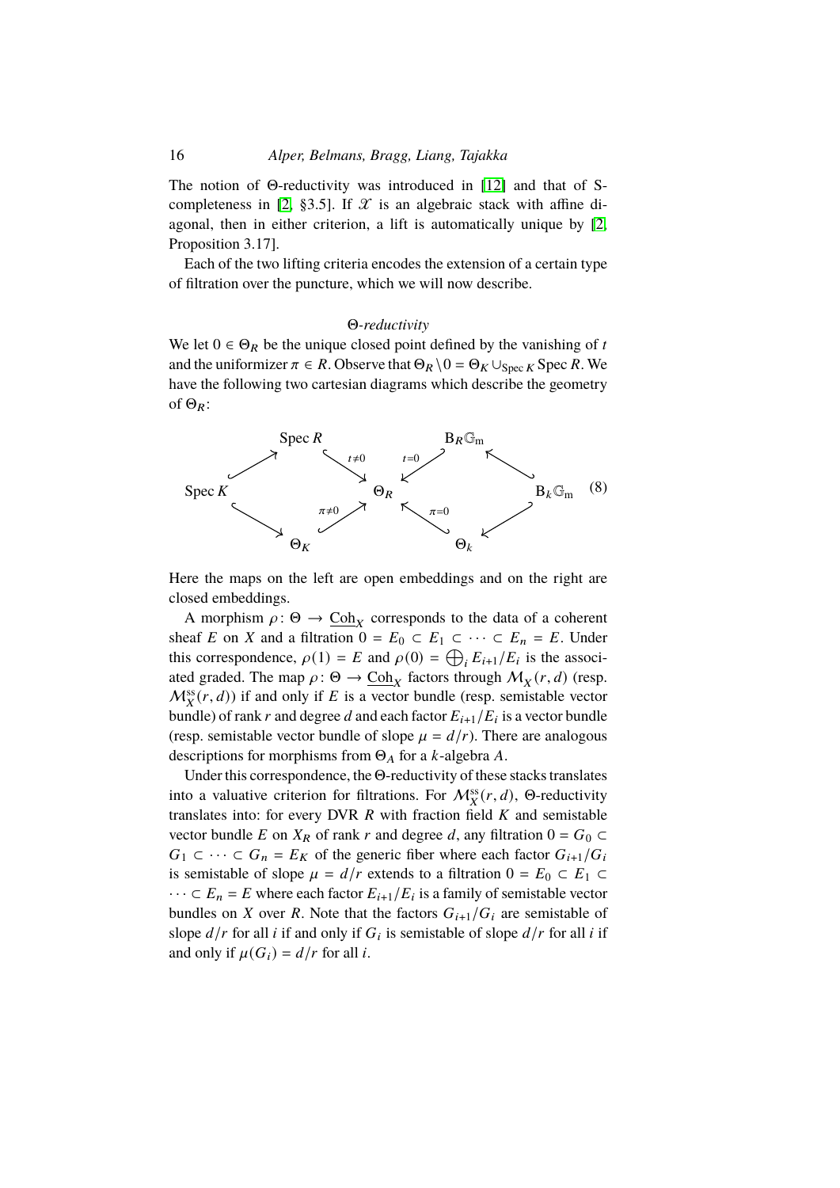The notion of Θ-reductivity was introduced in [12] and that of S-completeness in [2, §3.5]. If $\mathscr{X}$ is an algebraic stack with affine diagonal, then in either criterion, a lift is automatically unique by [2, Proposition 3.17].

Each of the two lifting criteria encodes the extension of a certain type of filtration over the puncture, which we will now describe.

*Θ-reductivity*

We let $0 \in \Theta_R$ be the unique closed point defined by the vanishing of $t$ and the uniformizer $\pi \in R$. Observe that $\Theta_R \setminus 0 = \Theta_K \cup_{\operatorname{Spec} K} \operatorname{Spec} R$. We have the following two cartesian diagrams which describe the geometry of $\Theta_R$:

$$
\begin{array}{ccccccccc}
 & & \operatorname{Spec} R & & & & \mathrm{B}_R\mathbb{G}_\mathrm{m} & & \\
 & \nearrow & & \searrow^{t\neq 0} & & \swarrow^{t=0} & & \nwarrow & \\
\operatorname{Spec} K & & & & \Theta_R & & & & \mathrm{B}_k\mathbb{G}_\mathrm{m} \\
 & \searrow & & \nearrow_{\pi\neq 0} & & \nwarrow_{\pi=0} & & \swarrow & \\
 & & \Theta_K & & & & \Theta_k & &
\end{array}
\qquad (8)
$$

Here the maps on the left are open embeddings and on the right are closed embeddings.

A morphism $\rho\colon \Theta \to \underline{\mathrm{Coh}}_X$ corresponds to the data of a coherent sheaf $E$ on $X$ and a filtration $0 = E_0 \subset E_1 \subset \cdots \subset E_n = E$. Under this correspondence, $\rho(1) = E$ and $\rho(0) = \bigoplus_i E_{i+1}/E_i$ is the associated graded. The map $\rho\colon \Theta \to \underline{\mathrm{Coh}}_X$ factors through $\mathcal{M}_X(r,d)$ (resp. $\mathcal{M}_X^{\mathrm{ss}}(r,d)$) if and only if $E$ is a vector bundle (resp. semistable vector bundle) of rank $r$ and degree $d$ and each factor $E_{i+1}/E_i$ is a vector bundle (resp. semistable vector bundle of slope $\mu = d/r$). There are analogous descriptions for morphisms from $\Theta_A$ for a $k$-algebra $A$.

Under this correspondence, the Θ-reductivity of these stacks translates into a valuative criterion for filtrations. For $\mathcal{M}_X^{\mathrm{ss}}(r,d)$, Θ-reductivity translates into: for every DVR $R$ with fraction field $K$ and semistable vector bundle $E$ on $X_R$ of rank $r$ and degree $d$, any filtration $0 = G_0 \subset G_1 \subset \cdots \subset G_n = E_K$ of the generic fiber where each factor $G_{i+1}/G_i$ is semistable of slope $\mu = d/r$ extends to a filtration $0 = E_0 \subset E_1 \subset \cdots \subset E_n = E$ where each factor $E_{i+1}/E_i$ is a family of semistable vector bundles on $X$ over $R$. Note that the factors $G_{i+1}/G_i$ are semistable of slope $d/r$ for all $i$ if and only if $G_i$ is semistable of slope $d/r$ for all $i$ if and only if $\mu(G_i) = d/r$ for all $i$.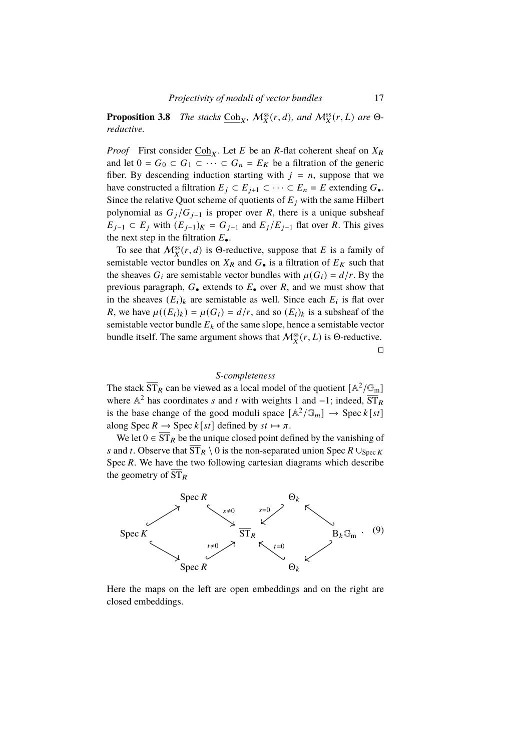**Proposition 3.8** *The stacks $\underline{\mathrm{Coh}}_X$, $\mathcal{M}_X^{\mathrm{ss}}(r,d)$, and $\mathcal{M}_X^{\mathrm{ss}}(r,L)$ are $\Theta$-reductive.*

*Proof* First consider $\underline{\mathrm{Coh}}_X$. Let $E$ be an $R$-flat coherent sheaf on $X_R$ and let $0 = G_0 \subset G_1 \subset \cdots \subset G_n = E_K$ be a filtration of the generic fiber. By descending induction starting with $j = n$, suppose that we have constructed a filtration $E_j \subset E_{j+1} \subset \cdots \subset E_n = E$ extending $G_\bullet$. Since the relative Quot scheme of quotients of $E_j$ with the same Hilbert polynomial as $G_j/G_{j-1}$ is proper over $R$, there is a unique subsheaf $E_{j-1} \subset E_j$ with $(E_{j-1})_K = G_{j-1}$ and $E_j/E_{j-1}$ flat over $R$. This gives the next step in the filtration $E_\bullet$.

To see that $\mathcal{M}_X^{\mathrm{ss}}(r,d)$ is $\Theta$-reductive, suppose that $E$ is a family of semistable vector bundles on $X_R$ and $G_\bullet$ is a filtration of $E_K$ such that the sheaves $G_i$ are semistable vector bundles with $\mu(G_i) = d/r$. By the previous paragraph, $G_\bullet$ extends to $E_\bullet$ over $R$, and we must show that in the sheaves $(E_i)_k$ are semistable as well. Since each $E_i$ is flat over $R$, we have $\mu((E_i)_k) = \mu(G_i) = d/r$, and so $(E_i)_k$ is a subsheaf of the semistable vector bundle $E_k$ of the same slope, hence a semistable vector bundle itself. The same argument shows that $\mathcal{M}_X^{\mathrm{ss}}(r,L)$ is $\Theta$-reductive. □

*S-completeness*

The stack $\overline{\mathrm{ST}}_R$ can be viewed as a local model of the quotient $[\mathbb{A}^2/\mathbb{G}_{\mathrm{m}}]$ where $\mathbb{A}^2$ has coordinates $s$ and $t$ with weights 1 and $-1$; indeed, $\overline{\mathrm{ST}}_R$ is the base change of the good moduli space $[\mathbb{A}^2/\mathbb{G}_m] \to \operatorname{Spec} k[st]$ along $\operatorname{Spec} R \to \operatorname{Spec} k[st]$ defined by $st \mapsto \pi$.

We let $0 \in \overline{\mathrm{ST}}_R$ be the unique closed point defined by the vanishing of $s$ and $t$. Observe that $\overline{\mathrm{ST}}_R \setminus 0$ is the non-separated union $\operatorname{Spec} R \cup_{\operatorname{Spec} K} \operatorname{Spec} R$. We have the two following cartesian diagrams which describe the geometry of $\overline{\mathrm{ST}}_R$

$$
\begin{array}{ccccccc}
 & \operatorname{Spec} R & & & \Theta_k & & \\
\nearrow & & \searrow^{s \neq 0} & & \swarrow_{s=0} & \nwarrow & \\
\operatorname{Spec} K & & & \overline{\mathrm{ST}}_R & & & \mathrm{B}_k\mathbb{G}_{\mathrm{m}} \\
\searrow & & \nearrow_{t \neq 0} & & \nwarrow^{t=0} & \swarrow & \\
 & \operatorname{Spec} R & & & \Theta_k & &
\end{array}
\quad . \qquad (9)
$$

Here the maps on the left are open embeddings and on the right are closed embeddings.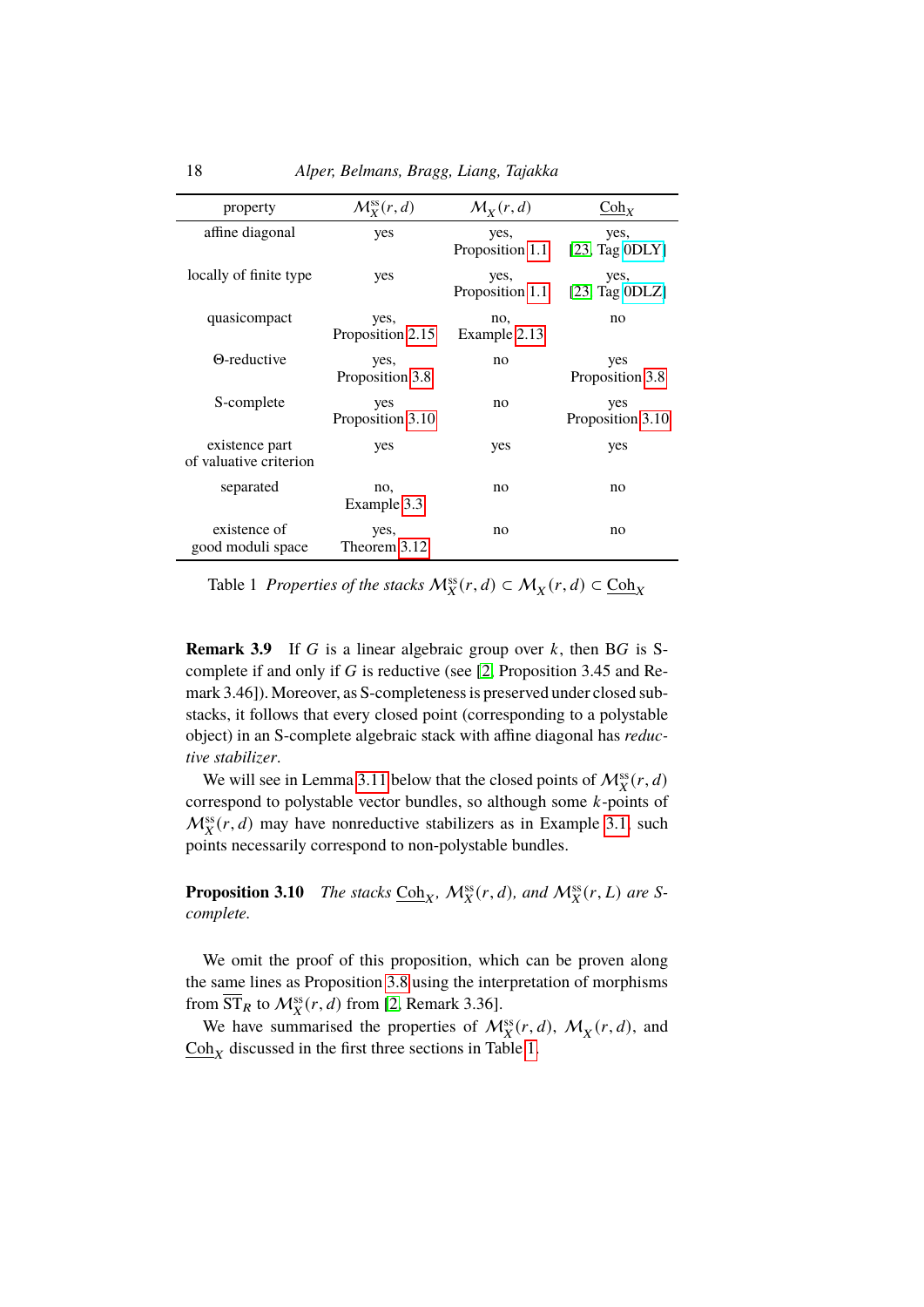| property | $\mathcal{M}_X^{\mathrm{ss}}(r,d)$ | $\mathcal{M}_X(r,d)$ | $\underline{\mathrm{Coh}}_X$ |
|---|---|---|---|
| affine diagonal | yes | yes, Proposition 1.1 | yes, [23, Tag 0DLY] |
| locally of finite type | yes | yes, Proposition 1.1 | yes, [23, Tag 0DLZ] |
| quasicompact | yes, Proposition 2.15 | no, Example 2.13 | no |
| $\Theta$-reductive | yes, Proposition 3.8 | no | yes Proposition 3.8 |
| S-complete | yes Proposition 3.10 | no | yes Proposition 3.10 |
| existence part of valuative criterion | yes | yes | yes |
| separated | no, Example 3.3 | no | no |
| existence of good moduli space | yes, Theorem 3.12 | no | no |

Table 1 *Properties of the stacks* $\mathcal{M}_X^{\mathrm{ss}}(r,d) \subset \mathcal{M}_X(r,d) \subset \underline{\mathrm{Coh}}_X$

**Remark 3.9** If $G$ is a linear algebraic group over $k$, then $\mathrm{B}G$ is S-complete if and only if $G$ is reductive (see [2, Proposition 3.45 and Remark 3.46]). Moreover, as S-completeness is preserved under closed substacks, it follows that every closed point (corresponding to a polystable object) in an S-complete algebraic stack with affine diagonal has *reductive stabilizer*.

We will see in Lemma 3.11 below that the closed points of $\mathcal{M}_X^{\mathrm{ss}}(r,d)$ correspond to polystable vector bundles, so although some $k$-points of $\mathcal{M}_X^{\mathrm{ss}}(r,d)$ may have nonreductive stabilizers as in Example 3.1, such points necessarily correspond to non-polystable bundles.

**Proposition 3.10** *The stacks* $\underline{\mathrm{Coh}}_X$*,* $\mathcal{M}_X^{\mathrm{ss}}(r,d)$*, and* $\mathcal{M}_X^{\mathrm{ss}}(r,L)$ *are S-complete.*

We omit the proof of this proposition, which can be proven along the same lines as Proposition 3.8 using the interpretation of morphisms from $\overline{\mathrm{ST}}_R$ to $\mathcal{M}_X^{\mathrm{ss}}(r,d)$ from [2, Remark 3.36].

We have summarised the properties of $\mathcal{M}_X^{\mathrm{ss}}(r,d)$, $\mathcal{M}_X(r,d)$, and $\underline{\mathrm{Coh}}_X$ discussed in the first three sections in Table 1.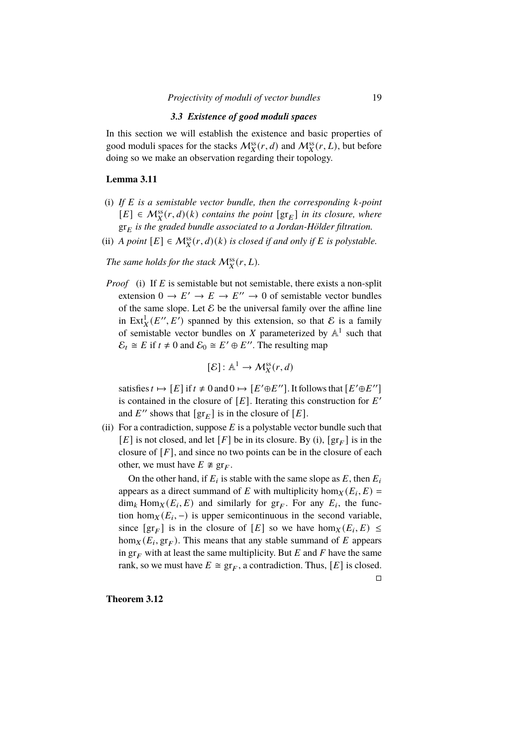### 3.3 Existence of good moduli spaces

In this section we will establish the existence and basic properties of good moduli spaces for the stacks $\mathcal{M}_X^{\mathrm{ss}}(r,d)$ and $\mathcal{M}_X^{\mathrm{ss}}(r,L)$, but before doing so we make an observation regarding their topology.

**Lemma 3.11**

(i) *If $E$ is a semistable vector bundle, then the corresponding $k$-point $[E] \in \mathcal{M}_X^{\mathrm{ss}}(r,d)(k)$ contains the point $[\mathrm{gr}_E]$ in its closure, where $\mathrm{gr}_E$ is the graded bundle associated to a Jordan-Hölder filtration.*

(ii) *A point $[E] \in \mathcal{M}_X^{\mathrm{ss}}(r,d)(k)$ is closed if and only if $E$ is polystable.*

*The same holds for the stack $\mathcal{M}_X^{\mathrm{ss}}(r,L)$.*

*Proof* (i) If $E$ is semistable but not semistable, there exists a non-split extension $0 \to E' \to E \to E'' \to 0$ of semistable vector bundles of the same slope. Let $\mathcal{E}$ be the universal family over the affine line in $\mathrm{Ext}_X^1(E'',E')$ spanned by this extension, so that $\mathcal{E}$ is a family of semistable vector bundles on $X$ parameterized by $\mathbb{A}^1$ such that $\mathcal{E}_t \cong E$ if $t \neq 0$ and $\mathcal{E}_0 \cong E' \oplus E''$. The resulting map

$$[\mathcal{E}] \colon \mathbb{A}^1 \to \mathcal{M}_X^{\mathrm{ss}}(r,d)$$

satisfies $t \mapsto [E]$ if $t \neq 0$ and $0 \mapsto [E' \oplus E'']$. It follows that $[E' \oplus E'']$ is contained in the closure of $[E]$. Iterating this construction for $E'$ and $E''$ shows that $[\mathrm{gr}_E]$ is in the closure of $[E]$.

(ii) For a contradiction, suppose $E$ is a polystable vector bundle such that $[E]$ is not closed, and let $[F]$ be in its closure. By (i), $[\mathrm{gr}_F]$ is in the closure of $[F]$, and since no two points can be in the closure of each other, we must have $E \not\cong \mathrm{gr}_F$.

On the other hand, if $E_i$ is stable with the same slope as $E$, then $E_i$ appears as a direct summand of $E$ with multiplicity $\hom_X(E_i,E) = \dim_k \mathrm{Hom}_X(E_i,E)$ and similarly for $\mathrm{gr}_F$. For any $E_i$, the function $\hom_X(E_i,-)$ is upper semicontinuous in the second variable, since $[\mathrm{gr}_F]$ is in the closure of $[E]$ so we have $\hom_X(E_i,E) \leq \hom_X(E_i,\mathrm{gr}_F)$. This means that any stable summand of $E$ appears in $\mathrm{gr}_F$ with at least the same multiplicity. But $E$ and $F$ have the same rank, so we must have $E \cong \mathrm{gr}_F$, a contradiction. Thus, $[E]$ is closed. □

**Theorem 3.12**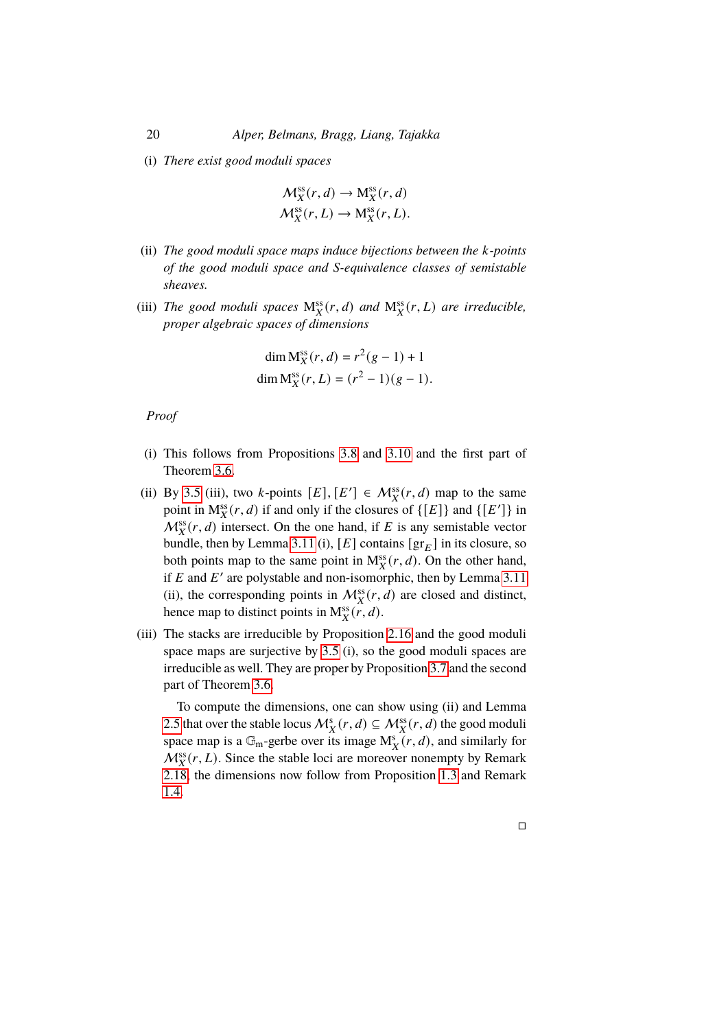(i) *There exist good moduli spaces*

$$\mathcal{M}_X^{\mathrm{ss}}(r,d) \to \mathrm{M}_X^{\mathrm{ss}}(r,d)$$
$$\mathcal{M}_X^{\mathrm{ss}}(r,L) \to \mathrm{M}_X^{\mathrm{ss}}(r,L).$$

(ii) *The good moduli space maps induce bijections between the $k$-points of the good moduli space and S-equivalence classes of semistable sheaves.*

(iii) *The good moduli spaces $\mathrm{M}_X^{\mathrm{ss}}(r,d)$ and $\mathrm{M}_X^{\mathrm{ss}}(r,L)$ are irreducible, proper algebraic spaces of dimensions*

$$\dim \mathrm{M}_X^{\mathrm{ss}}(r,d) = r^2(g-1)+1$$
$$\dim \mathrm{M}_X^{\mathrm{ss}}(r,L) = (r^2-1)(g-1).$$

*Proof*

(i) This follows from Propositions 3.8 and 3.10 and the first part of Theorem 3.6.

(ii) By 3.5 (iii), two $k$-points $[E],[E'] \in \mathcal{M}_X^{\mathrm{ss}}(r,d)$ map to the same point in $\mathrm{M}_X^{\mathrm{ss}}(r,d)$ if and only if the closures of $\{[E]\}$ and $\{[E']\}$ in $\mathcal{M}_X^{\mathrm{ss}}(r,d)$ intersect. On the one hand, if $E$ is any semistable vector bundle, then by Lemma 3.11 (i), $[E]$ contains $[\mathrm{gr}_E]$ in its closure, so both points map to the same point in $\mathrm{M}_X^{\mathrm{ss}}(r,d)$. On the other hand, if $E$ and $E'$ are polystable and non-isomorphic, then by Lemma 3.11 (ii), the corresponding points in $\mathcal{M}_X^{\mathrm{ss}}(r,d)$ are closed and distinct, hence map to distinct points in $\mathrm{M}_X^{\mathrm{ss}}(r,d)$.

(iii) The stacks are irreducible by Proposition 2.16 and the good moduli space maps are surjective by 3.5 (i), so the good moduli spaces are irreducible as well. They are proper by Proposition 3.7 and the second part of Theorem 3.6.

To compute the dimensions, one can show using (ii) and Lemma 2.5 that over the stable locus $\mathcal{M}_X^{\mathrm{s}}(r,d) \subseteq \mathcal{M}_X^{\mathrm{ss}}(r,d)$ the good moduli space map is a $\mathbb{G}_{\mathrm{m}}$-gerbe over its image $\mathrm{M}_X^{\mathrm{s}}(r,d)$, and similarly for $\mathcal{M}_X^{\mathrm{ss}}(r,L)$. Since the stable loci are moreover nonempty by Remark 2.18, the dimensions now follow from Proposition 1.3 and Remark 1.4.

□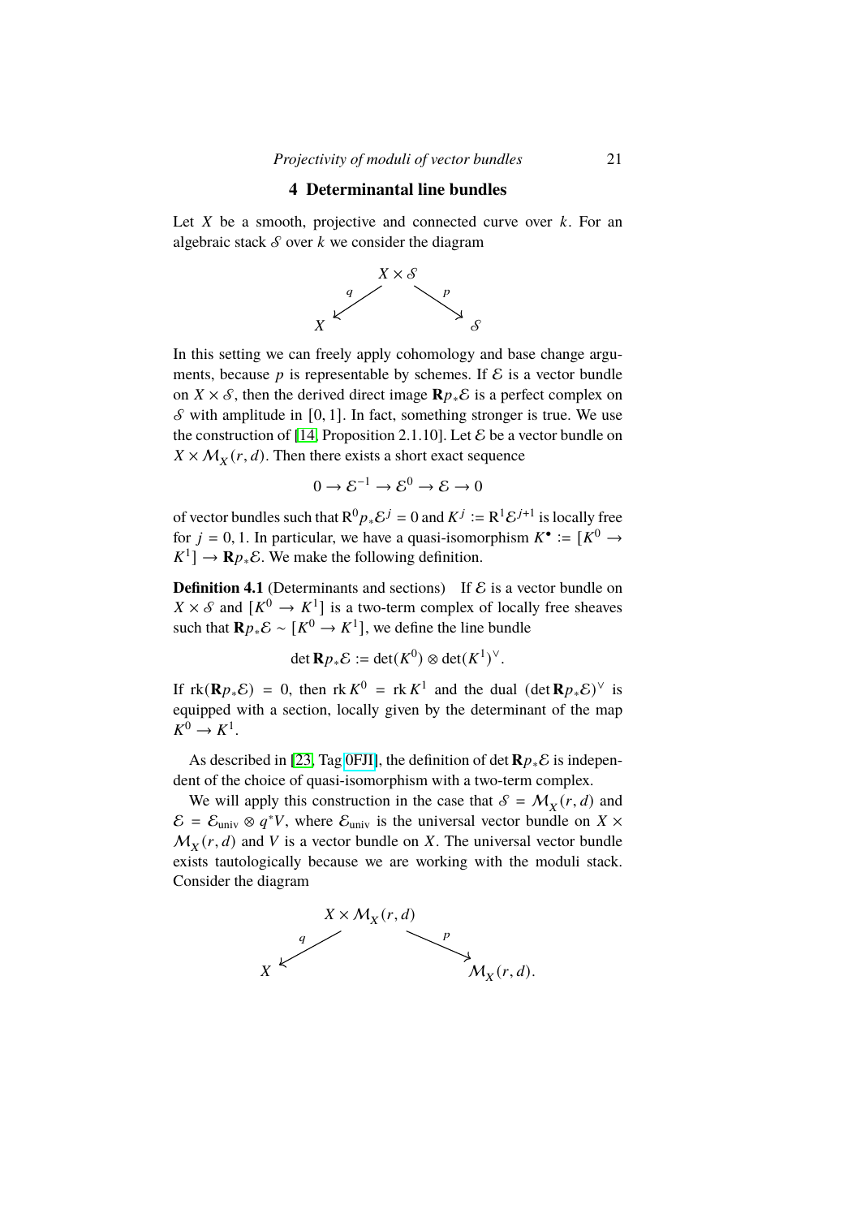## 4 Determinantal line bundles

Let $X$ be a smooth, projective and connected curve over $k$. For an algebraic stack $\mathcal{S}$ over $k$ we consider the diagram

$$\begin{array}{ccc} & X \times \mathcal{S} & \\ {}^{q}\swarrow & & \searrow^{p} \\ X & & \mathcal{S} \end{array}$$

In this setting we can freely apply cohomology and base change arguments, because $p$ is representable by schemes. If $\mathcal{E}$ is a vector bundle on $X \times \mathcal{S}$, then the derived direct image $\mathbf{R}p_*\mathcal{E}$ is a perfect complex on $\mathcal{S}$ with amplitude in $[0,1]$. In fact, something stronger is true. We use the construction of [14, Proposition 2.1.10]. Let $\mathcal{E}$ be a vector bundle on $X \times \mathcal{M}_X(r,d)$. Then there exists a short exact sequence

$$0 \to \mathcal{E}^{-1} \to \mathcal{E}^0 \to \mathcal{E} \to 0$$

of vector bundles such that $\mathrm{R}^0p_*\mathcal{E}^j = 0$ and $K^j := \mathrm{R}^1\mathcal{E}^{j+1}$ is locally free for $j = 0, 1$. In particular, we have a quasi-isomorphism $K^\bullet := [K^0 \to K^1] \to \mathbf{R}p_*\mathcal{E}$. We make the following definition.

**Definition 4.1** (Determinants and sections) If $\mathcal{E}$ is a vector bundle on $X \times \mathcal{S}$ and $[K^0 \to K^1]$ is a two-term complex of locally free sheaves such that $\mathbf{R}p_*\mathcal{E} \sim [K^0 \to K^1]$, we define the line bundle

$$\det \mathbf{R}p_*\mathcal{E} := \det(K^0) \otimes \det(K^1)^\vee.$$

If $\mathrm{rk}(\mathbf{R}p_*\mathcal{E}) = 0$, then $\mathrm{rk}\, K^0 = \mathrm{rk}\, K^1$ and the dual $(\det \mathbf{R}p_*\mathcal{E})^\vee$ is equipped with a section, locally given by the determinant of the map $K^0 \to K^1$.

As described in [23, Tag 0FJI], the definition of $\det \mathbf{R}p_*\mathcal{E}$ is independent of the choice of quasi-isomorphism with a two-term complex.

We will apply this construction in the case that $\mathcal{S} = \mathcal{M}_X(r,d)$ and $\mathcal{E} = \mathcal{E}_{\mathrm{univ}} \otimes q^*V$, where $\mathcal{E}_{\mathrm{univ}}$ is the universal vector bundle on $X \times \mathcal{M}_X(r,d)$ and $V$ is a vector bundle on $X$. The universal vector bundle exists tautologically because we are working with the moduli stack. Consider the diagram

$$\begin{array}{ccc} & X \times \mathcal{M}_X(r,d) & \\ {}^{q}\swarrow & & \searrow^{p} \\ X & & \mathcal{M}_X(r,d). \end{array}$$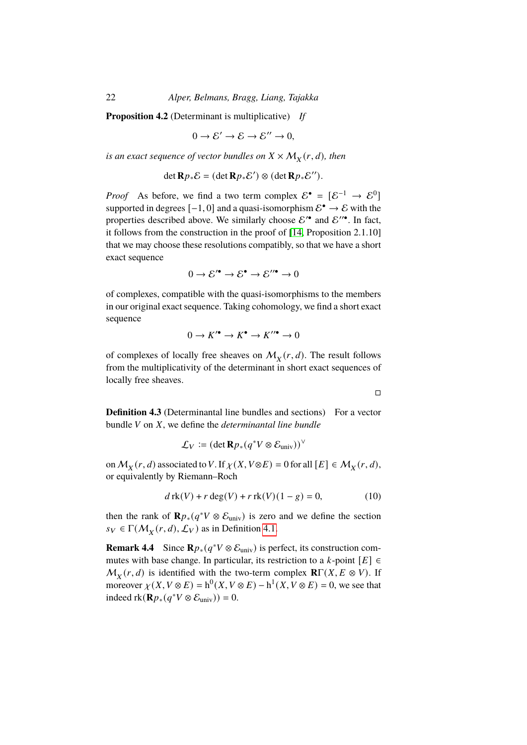**Proposition 4.2** (Determinant is multiplicative) *If*

$$0 \to \mathcal{E}' \to \mathcal{E} \to \mathcal{E}'' \to 0,$$

*is an exact sequence of vector bundles on $X \times \mathcal{M}_X(r,d)$, then*

$$\det \mathbf{R}p_*\mathcal{E} = (\det \mathbf{R}p_*\mathcal{E}') \otimes (\det \mathbf{R}p_*\mathcal{E}'').$$

*Proof* As before, we find a two term complex $\mathcal{E}^\bullet = [\mathcal{E}^{-1} \to \mathcal{E}^0]$ supported in degrees $[-1,0]$ and a quasi-isomorphism $\mathcal{E}^\bullet \to \mathcal{E}$ with the properties described above. We similarly choose $\mathcal{E}'^\bullet$ and $\mathcal{E}''^\bullet$. In fact, it follows from the construction in the proof of [14, Proposition 2.1.10] that we may choose these resolutions compatibly, so that we have a short exact sequence

$$0 \to \mathcal{E}'^\bullet \to \mathcal{E}^\bullet \to \mathcal{E}''^\bullet \to 0$$

of complexes, compatible with the quasi-isomorphisms to the members in our original exact sequence. Taking cohomology, we find a short exact sequence

$$0 \to K'^\bullet \to K^\bullet \to K''^\bullet \to 0$$

of complexes of locally free sheaves on $\mathcal{M}_X(r,d)$. The result follows from the multiplicativity of the determinant in short exact sequences of locally free sheaves.

□

**Definition 4.3** (Determinantal line bundles and sections) For a vector bundle $V$ on $X$, we define the *determinantal line bundle*

$$\mathcal{L}_V := (\det \mathbf{R}p_*(q^*V \otimes \mathcal{E}_{\mathrm{univ}}))^\vee$$

on $\mathcal{M}_X(r,d)$ associated to $V$. If $\chi(X, V \otimes E) = 0$ for all $[E] \in \mathcal{M}_X(r,d)$, or equivalently by Riemann–Roch

$$d\,\mathrm{rk}(V) + r\deg(V) + r\,\mathrm{rk}(V)(1-g) = 0, \tag{10}$$

then the rank of $\mathbf{R}p_*(q^*V \otimes \mathcal{E}_{\mathrm{univ}})$ is zero and we define the section $s_V \in \Gamma(\mathcal{M}_X(r,d), \mathcal{L}_V)$ as in Definition 4.1.

**Remark 4.4** Since $\mathbf{R}p_*(q^*V \otimes \mathcal{E}_{\mathrm{univ}})$ is perfect, its construction commutes with base change. In particular, its restriction to a $k$-point $[E] \in \mathcal{M}_X(r,d)$ is identified with the two-term complex $\mathbf{R}\Gamma(X, E \otimes V)$. If moreover $\chi(X, V \otimes E) = \mathrm{h}^0(X, V \otimes E) - \mathrm{h}^1(X, V \otimes E) = 0$, we see that indeed $\mathrm{rk}(\mathbf{R}p_*(q^*V \otimes \mathcal{E}_{\mathrm{univ}})) = 0$.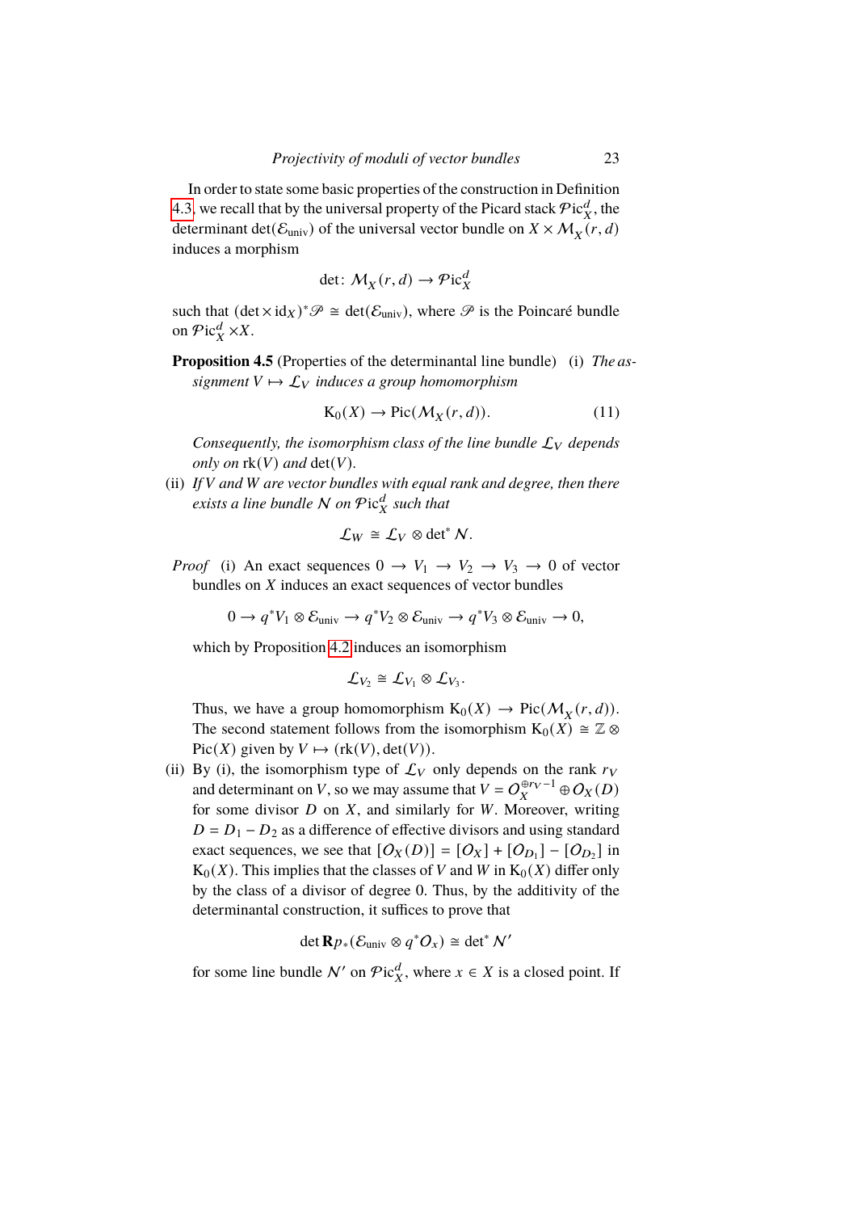In order to state some basic properties of the construction in Definition 4.3, we recall that by the universal property of the Picard stack $\mathcal{P}\mathrm{ic}_X^d$, the determinant $\det(\mathcal{E}_{\mathrm{univ}})$ of the universal vector bundle on $X \times \mathcal{M}_X(r,d)$ induces a morphism

$$\det\colon \mathcal{M}_X(r,d) \to \mathcal{P}\mathrm{ic}_X^d$$

such that $(\det \times \mathrm{id}_X)^*\mathscr{P} \cong \det(\mathcal{E}_{\mathrm{univ}})$, where $\mathscr{P}$ is the Poincaré bundle on $\mathcal{P}\mathrm{ic}_X^d \times X$.

**Proposition 4.5** (Properties of the determinantal line bundle) (i) *The assignment $V \mapsto \mathcal{L}_V$ induces a group homomorphism*

$$\mathrm{K}_0(X) \to \mathrm{Pic}(\mathcal{M}_X(r,d)). \tag{11}$$

*Consequently, the isomorphism class of the line bundle $\mathcal{L}_V$ depends only on* $\mathrm{rk}(V)$ *and* $\det(V)$*.*

(ii) *If $V$ and $W$ are vector bundles with equal rank and degree, then there exists a line bundle $\mathcal{N}$ on $\mathcal{P}\mathrm{ic}_X^d$ such that*

$$\mathcal{L}_W \cong \mathcal{L}_V \otimes \det^* \mathcal{N}.$$

*Proof* (i) An exact sequences $0 \to V_1 \to V_2 \to V_3 \to 0$ of vector bundles on $X$ induces an exact sequences of vector bundles

$$0 \to q^*V_1 \otimes \mathcal{E}_{\mathrm{univ}} \to q^*V_2 \otimes \mathcal{E}_{\mathrm{univ}} \to q^*V_3 \otimes \mathcal{E}_{\mathrm{univ}} \to 0,$$

which by Proposition 4.2 induces an isomorphism

$$\mathcal{L}_{V_2} \cong \mathcal{L}_{V_1} \otimes \mathcal{L}_{V_3}.$$

Thus, we have a group homomorphism $\mathrm{K}_0(X) \to \mathrm{Pic}(\mathcal{M}_X(r,d))$. The second statement follows from the isomorphism $\mathrm{K}_0(X) \cong \mathbb{Z} \otimes \mathrm{Pic}(X)$ given by $V \mapsto (\mathrm{rk}(V), \det(V))$.

(ii) By (i), the isomorphism type of $\mathcal{L}_V$ only depends on the rank $r_V$ and determinant on $V$, so we may assume that $V = \mathcal{O}_X^{\oplus r_V - 1} \oplus \mathcal{O}_X(D)$ for some divisor $D$ on $X$, and similarly for $W$. Moreover, writing $D = D_1 - D_2$ as a difference of effective divisors and using standard exact sequences, we see that $[\mathcal{O}_X(D)] = [\mathcal{O}_X] + [\mathcal{O}_{D_1}] - [\mathcal{O}_{D_2}]$ in $\mathrm{K}_0(X)$. This implies that the classes of $V$ and $W$ in $\mathrm{K}_0(X)$ differ only by the class of a divisor of degree 0. Thus, by the additivity of the determinantal construction, it suffices to prove that

$$\det \mathbf{R}p_*(\mathcal{E}_{\mathrm{univ}} \otimes q^*\mathcal{O}_x) \cong \det^* \mathcal{N}'$$

for some line bundle $\mathcal{N}'$ on $\mathcal{P}\mathrm{ic}_X^d$, where $x \in X$ is a closed point. If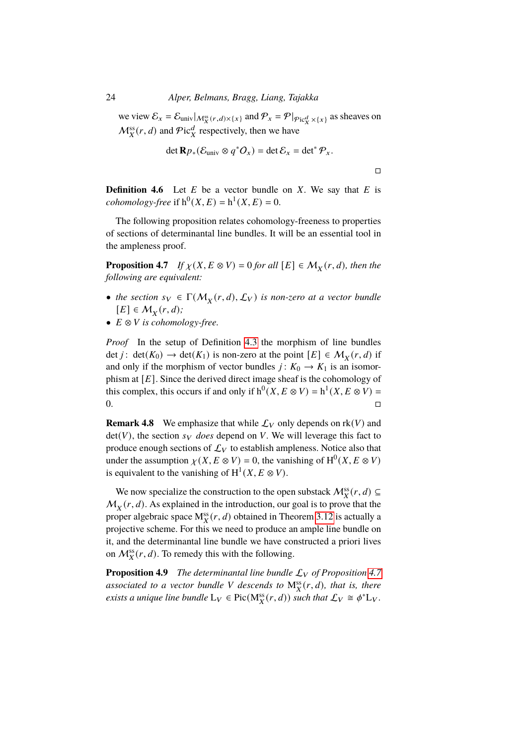we view $\mathcal{E}_x = \mathcal{E}_{\mathrm{univ}}|_{\mathcal{M}^{\mathrm{ss}}_X(r,d)\times\{x\}}$ and $\mathcal{P}_x = \mathcal{P}|_{\mathcal{P}\mathrm{ic}^d_X\times\{x\}}$ as sheaves on $\mathcal{M}^{\mathrm{ss}}_X(r,d)$ and $\mathcal{P}\mathrm{ic}^d_X$ respectively, then we have

$$\det \mathbf{R}p_*(\mathcal{E}_{\mathrm{univ}} \otimes q^*\mathcal{O}_x) = \det \mathcal{E}_x = \det^* \mathcal{P}_x.$$

□

**Definition 4.6** Let $E$ be a vector bundle on $X$. We say that $E$ is *cohomology-free* if $\mathrm{h}^0(X,E) = \mathrm{h}^1(X,E) = 0$.

The following proposition relates cohomology-freeness to properties of sections of determinantal line bundles. It will be an essential tool in the ampleness proof.

**Proposition 4.7** *If $\chi(X, E\otimes V) = 0$ for all $[E] \in \mathcal{M}_X(r,d)$, then the following are equivalent:*

- *the section $s_V \in \Gamma(\mathcal{M}_X(r,d), \mathcal{L}_V)$ is non-zero at a vector bundle $[E] \in \mathcal{M}_X(r,d)$;*
- *$E\otimes V$ is cohomology-free.*

*Proof* In the setup of Definition 4.3 the morphism of line bundles $\det j\colon \det(K_0) \to \det(K_1)$ is non-zero at the point $[E] \in \mathcal{M}_X(r,d)$ if and only if the morphism of vector bundles $j\colon K_0 \to K_1$ is an isomorphism at $[E]$. Since the derived direct image sheaf is the cohomology of this complex, this occurs if and only if $\mathrm{h}^0(X, E\otimes V) = \mathrm{h}^1(X, E\otimes V) = 0$. □

**Remark 4.8** We emphasize that while $\mathcal{L}_V$ only depends on $\mathrm{rk}(V)$ and $\det(V)$, the section $s_V$ *does* depend on $V$. We will leverage this fact to produce enough sections of $\mathcal{L}_V$ to establish ampleness. Notice also that under the assumption $\chi(X, E\otimes V) = 0$, the vanishing of $\mathrm{H}^0(X, E\otimes V)$ is equivalent to the vanishing of $\mathrm{H}^1(X, E\otimes V)$.

We now specialize the construction to the open substack $\mathcal{M}^{\mathrm{ss}}_X(r,d) \subseteq \mathcal{M}_X(r,d)$. As explained in the introduction, our goal is to prove that the proper algebraic space $\mathrm{M}^{\mathrm{ss}}_X(r,d)$ obtained in Theorem 3.12 is actually a projective scheme. For this we need to produce an ample line bundle on it, and the determinantal line bundle we have constructed a priori lives on $\mathcal{M}^{\mathrm{ss}}_X(r,d)$. To remedy this with the following.

**Proposition 4.9** *The determinantal line bundle $\mathcal{L}_V$ of Proposition 4.7 associated to a vector bundle $V$ descends to $\mathrm{M}^{\mathrm{ss}}_X(r,d)$, that is, there exists a unique line bundle $\mathrm{L}_V \in \mathrm{Pic}(\mathrm{M}^{\mathrm{ss}}_X(r,d))$ such that $\mathcal{L}_V \cong \phi^*\mathrm{L}_V$.*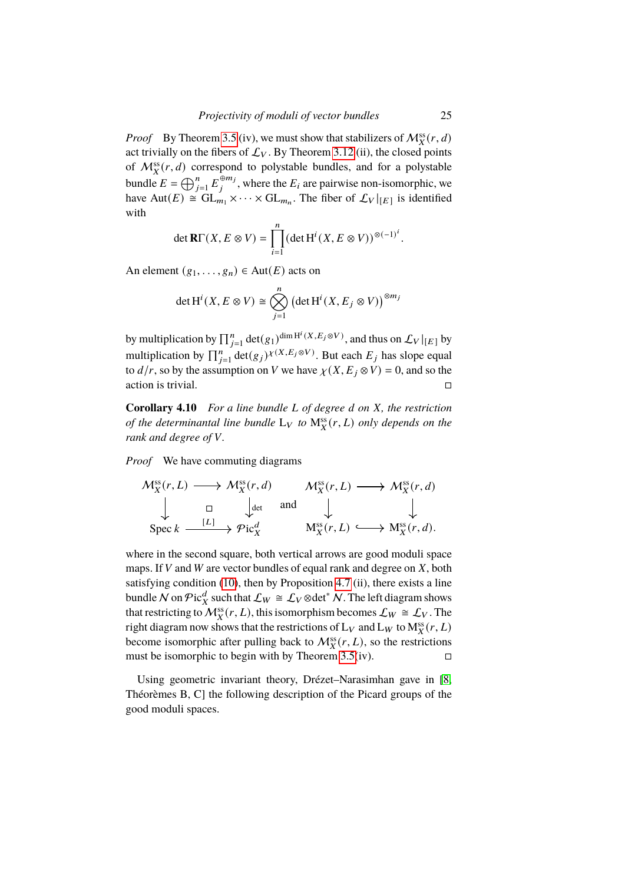*Proof* By Theorem 3.5(iv), we must show that stabilizers of $\mathcal{M}_X^{\mathrm{ss}}(r,d)$ act trivially on the fibers of $\mathcal{L}_V$. By Theorem 3.12(ii), the closed points of $\mathcal{M}_X^{\mathrm{ss}}(r,d)$ correspond to polystable bundles, and for a polystable bundle $E = \bigoplus_{j=1}^n E_j^{\oplus m_j}$, where the $E_i$ are pairwise non-isomorphic, we have $\mathrm{Aut}(E) \cong \mathrm{GL}_{m_1} \times \cdots \times \mathrm{GL}_{m_n}$. The fiber of $\mathcal{L}_V|_{[E]}$ is identified with

$$\det \mathbf{R}\Gamma(X, E \otimes V) = \prod_{i=1}^n (\det \mathrm{H}^i(X, E \otimes V))^{\otimes(-1)^i}.$$

An element $(g_1, \ldots, g_n) \in \mathrm{Aut}(E)$ acts on

$$\det \mathrm{H}^i(X, E \otimes V) \cong \bigotimes_{j=1}^n \left(\det \mathrm{H}^i(X, E_j \otimes V)\right)^{\otimes m_j}$$

by multiplication by $\prod_{j=1}^n \det(g_1)^{\dim \mathrm{H}^i(X, E_j \otimes V)}$, and thus on $\mathcal{L}_V|_{[E]}$ by multiplication by $\prod_{j=1}^n \det(g_j)^{\chi(X, E_j \otimes V)}$. But each $E_j$ has slope equal to $d/r$, so by the assumption on $V$ we have $\chi(X, E_j \otimes V) = 0$, and so the action is trivial. □

**Corollary 4.10** *For a line bundle $L$ of degree $d$ on $X$, the restriction of the determinantal line bundle $\mathrm{L}_V$ to $\mathrm{M}_X^{\mathrm{ss}}(r,L)$ only depends on the rank and degree of $V$.*

*Proof* We have commuting diagrams

$$\begin{array}{ccc} \mathcal{M}_X^{\mathrm{ss}}(r,L) & \longrightarrow & \mathcal{M}_X^{\mathrm{ss}}(r,d) \\ \downarrow & \square & \downarrow \scriptstyle{\det} \\ \operatorname{Spec} k & \xrightarrow{[L]} & \mathcal{P}\mathrm{ic}_X^d \end{array} \quad \text{and} \quad \begin{array}{ccc} \mathcal{M}_X^{\mathrm{ss}}(r,L) & \longrightarrow & \mathcal{M}_X^{\mathrm{ss}}(r,d) \\ \downarrow & & \downarrow \\ \mathrm{M}_X^{\mathrm{ss}}(r,L) & \hookrightarrow & \mathrm{M}_X^{\mathrm{ss}}(r,d). \end{array}$$

where in the second square, both vertical arrows are good moduli space maps. If $V$ and $W$ are vector bundles of equal rank and degree on $X$, both satisfying condition (10), then by Proposition 4.7(ii), there exists a line bundle $\mathcal{N}$ on $\mathcal{P}\mathrm{ic}_X^d$ such that $\mathcal{L}_W \cong \mathcal{L}_V \otimes \det^* \mathcal{N}$. The left diagram shows that restricting to $\mathcal{M}_X^{\mathrm{ss}}(r,L)$, this isomorphism becomes $\mathcal{L}_W \cong \mathcal{L}_V$. The right diagram now shows that the restrictions of $\mathrm{L}_V$ and $\mathrm{L}_W$ to $\mathrm{M}_X^{\mathrm{ss}}(r,L)$ become isomorphic after pulling back to $\mathcal{M}_X^{\mathrm{ss}}(r,L)$, so the restrictions must be isomorphic to begin with by Theorem 3.5(iv). □

Using geometric invariant theory, Drézet–Narasimhan gave in [8, Théorèmes B, C] the following description of the Picard groups of the good moduli spaces.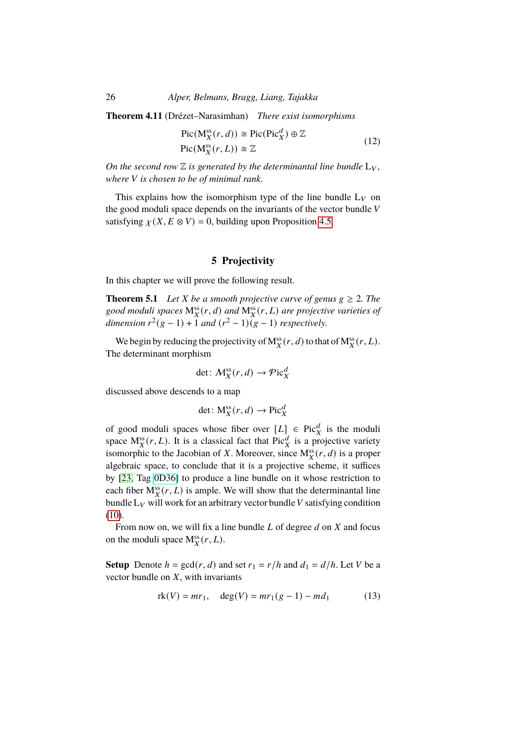**Theorem 4.11** (Drézet–Narasimhan) *There exist isomorphisms*

$$
\begin{aligned}
\operatorname{Pic}(\mathrm{M}_X^{\mathrm{ss}}(r,d)) &\cong \operatorname{Pic}(\operatorname{Pic}_X^d) \oplus \mathbb{Z} \\
\operatorname{Pic}(\mathrm{M}_X^{\mathrm{ss}}(r,L)) &\cong \mathbb{Z}
\end{aligned}
\tag{12}
$$

*On the second row $\mathbb{Z}$ is generated by the determinantal line bundle $\mathrm{L}_V$, where $V$ is chosen to be of minimal rank.*

This explains how the isomorphism type of the line bundle $\mathrm{L}_V$ on the good moduli space depends on the invariants of the vector bundle $V$ satisfying $\chi(X, E \otimes V) = 0$, building upon Proposition 4.5.

## 5 Projectivity

In this chapter we will prove the following result.

**Theorem 5.1** *Let $X$ be a smooth projective curve of genus $g \geq 2$. The good moduli spaces $\mathrm{M}_X^{\mathrm{ss}}(r,d)$ and $\mathrm{M}_X^{\mathrm{ss}}(r,L)$ are projective varieties of dimension $r^2(g-1)+1$ and $(r^2-1)(g-1)$ respectively.*

We begin by reducing the projectivity of $\mathrm{M}_X^{\mathrm{ss}}(r,d)$ to that of $\mathrm{M}_X^{\mathrm{ss}}(r,L)$. The determinant morphism

$$
\det\colon \mathcal{M}_X^{\mathrm{ss}}(r,d) \to \mathcal{P}\mathrm{ic}_X^d
$$

discussed above descends to a map

$$
\det\colon \mathrm{M}_X^{\mathrm{ss}}(r,d) \to \operatorname{Pic}_X^d
$$

of good moduli spaces whose fiber over $[L] \in \operatorname{Pic}_X^d$ is the moduli space $\mathrm{M}_X^{\mathrm{ss}}(r,L)$. It is a classical fact that $\operatorname{Pic}_X^d$ is a projective variety isomorphic to the Jacobian of $X$. Moreover, since $\mathrm{M}_X^{\mathrm{ss}}(r,d)$ is a proper algebraic space, to conclude that it is a projective scheme, it suffices by [23, Tag 0D36] to produce a line bundle on it whose restriction to each fiber $\mathrm{M}_X^{\mathrm{ss}}(r,L)$ is ample. We will show that the determinantal line bundle $\mathrm{L}_V$ will work for an arbitrary vector bundle $V$ satisfying condition (10).

From now on, we will fix a line bundle $L$ of degree $d$ on $X$ and focus on the moduli space $\mathrm{M}_X^{\mathrm{ss}}(r,L)$.

**Setup** Denote $h = \gcd(r,d)$ and set $r_1 = r/h$ and $d_1 = d/h$. Let $V$ be a vector bundle on $X$, with invariants

$$
\operatorname{rk}(V) = mr_1, \quad \deg(V) = mr_1(g-1) - md_1 \tag{13}
$$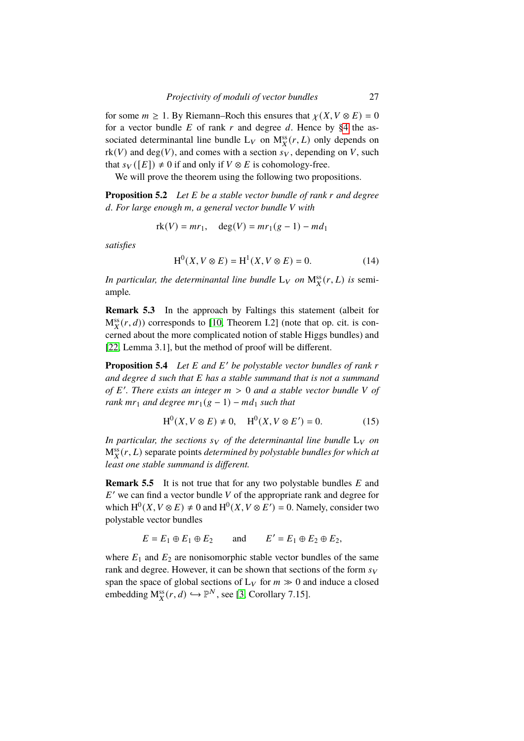for some $m \geq 1$. By Riemann–Roch this ensures that $\chi(X, V \otimes E) = 0$ for a vector bundle $E$ of rank $r$ and degree $d$. Hence by §4 the associated determinantal line bundle $\mathrm{L}_V$ on $\mathrm{M}^{\mathrm{ss}}_X(r, L)$ only depends on $\mathrm{rk}(V)$ and $\deg(V)$, and comes with a section $s_V$, depending on $V$, such that $s_V([E]) \neq 0$ if and only if $V \otimes E$ is cohomology-free.

We will prove the theorem using the following two propositions.

**Proposition 5.2** *Let $E$ be a stable vector bundle of rank $r$ and degree $d$. For large enough $m$, a general vector bundle $V$ with*

$$\mathrm{rk}(V) = mr_1, \quad \deg(V) = mr_1(g-1) - md_1$$

*satisfies*

$$\mathrm{H}^0(X, V \otimes E) = \mathrm{H}^1(X, V \otimes E) = 0. \tag{14}$$

*In particular, the determinantal line bundle $\mathrm{L}_V$ on $\mathrm{M}^{\mathrm{ss}}_X(r, L)$ is* semi-ample*.*

**Remark 5.3** In the approach by Faltings this statement (albeit for $\mathrm{M}^{\mathrm{ss}}_X(r, d)$) corresponds to [10, Theorem I.2] (note that op. cit. is concerned about the more complicated notion of stable Higgs bundles) and [22, Lemma 3.1], but the method of proof will be different.

**Proposition 5.4** *Let $E$ and $E'$ be polystable vector bundles of rank $r$ and degree $d$ such that $E$ has a stable summand that is not a summand of $E'$. There exists an integer $m > 0$ and a stable vector bundle $V$ of rank $mr_1$ and degree $mr_1(g-1) - md_1$ such that*

$$\mathrm{H}^0(X, V \otimes E) \neq 0, \quad \mathrm{H}^0(X, V \otimes E') = 0. \tag{15}$$

*In particular, the sections $s_V$ of the determinantal line bundle $\mathrm{L}_V$ on $\mathrm{M}^{\mathrm{ss}}_X(r, L)$* separate points *determined by polystable bundles for which at least one stable summand is different.*

**Remark 5.5** It is not true that for any two polystable bundles $E$ and $E'$ we can find a vector bundle $V$ of the appropriate rank and degree for which $\mathrm{H}^0(X, V \otimes E) \neq 0$ and $\mathrm{H}^0(X, V \otimes E') = 0$. Namely, consider two polystable vector bundles

$$E = E_1 \oplus E_1 \oplus E_2 \qquad \text{and} \qquad E' = E_1 \oplus E_2 \oplus E_2,$$

where $E_1$ and $E_2$ are nonisomorphic stable vector bundles of the same rank and degree. However, it can be shown that sections of the form $s_V$ span the space of global sections of $\mathrm{L}_V$ for $m \gg 0$ and induce a closed embedding $\mathrm{M}^{\mathrm{ss}}_X(r, d) \hookrightarrow \mathbb{P}^N$, see [3, Corollary 7.15].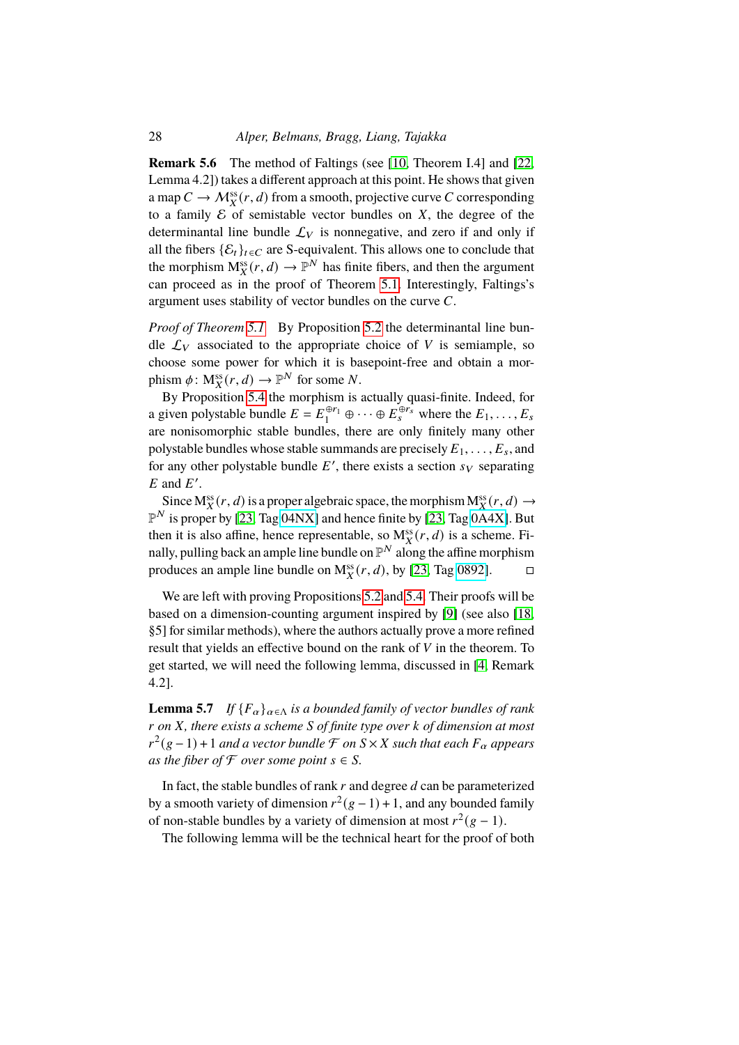**Remark 5.6** The method of Faltings (see [10, Theorem I.4] and [22, Lemma 4.2]) takes a different approach at this point. He shows that given a map $C \to \mathcal{M}_X^{\mathrm{ss}}(r,d)$ from a smooth, projective curve $C$ corresponding to a family $\mathcal{E}$ of semistable vector bundles on $X$, the degree of the determinantal line bundle $\mathcal{L}_V$ is nonnegative, and zero if and only if all the fibers $\{\mathcal{E}_t\}_{t\in C}$ are S-equivalent. This allows one to conclude that the morphism $\mathrm{M}_X^{\mathrm{ss}}(r,d) \to \mathbb{P}^N$ has finite fibers, and then the argument can proceed as in the proof of Theorem 5.1. Interestingly, Faltings's argument uses stability of vector bundles on the curve $C$.

*Proof of Theorem 5.1* By Proposition 5.2 the determinantal line bundle $\mathcal{L}_V$ associated to the appropriate choice of $V$ is semiample, so choose some power for which it is basepoint-free and obtain a morphism $\phi\colon \mathrm{M}_X^{\mathrm{ss}}(r,d) \to \mathbb{P}^N$ for some $N$.

By Proposition 5.4 the morphism is actually quasi-finite. Indeed, for a given polystable bundle $E = E_1^{\oplus r_1} \oplus \cdots \oplus E_s^{\oplus r_s}$ where the $E_1,\dots,E_s$ are nonisomorphic stable bundles, there are only finitely many other polystable bundles whose stable summands are precisely $E_1,\dots,E_s$, and for any other polystable bundle $E'$, there exists a section $s_V$ separating $E$ and $E'$.

Since $\mathrm{M}_X^{\mathrm{ss}}(r,d)$ is a proper algebraic space, the morphism $\mathrm{M}_X^{\mathrm{ss}}(r,d) \to \mathbb{P}^N$ is proper by [23, Tag 04NX] and hence finite by [23, Tag 0A4X]. But then it is also affine, hence representable, so $\mathrm{M}_X^{\mathrm{ss}}(r,d)$ is a scheme. Finally, pulling back an ample line bundle on $\mathbb{P}^N$ along the affine morphism produces an ample line bundle on $\mathrm{M}_X^{\mathrm{ss}}(r,d)$, by [23, Tag 0892]. □

We are left with proving Propositions 5.2 and 5.4. Their proofs will be based on a dimension-counting argument inspired by [9] (see also [18, §5] for similar methods), where the authors actually prove a more refined result that yields an effective bound on the rank of $V$ in the theorem. To get started, we will need the following lemma, discussed in [4, Remark 4.2].

**Lemma 5.7** *If $\{F_\alpha\}_{\alpha\in\Lambda}$ is a bounded family of vector bundles of rank $r$ on $X$, there exists a scheme $S$ of finite type over $k$ of dimension at most $r^2(g-1)+1$ and a vector bundle $\mathcal{F}$ on $S \times X$ such that each $F_\alpha$ appears as the fiber of $\mathcal{F}$ over some point $s \in S$.*

In fact, the stable bundles of rank $r$ and degree $d$ can be parameterized by a smooth variety of dimension $r^2(g-1)+1$, and any bounded family of non-stable bundles by a variety of dimension at most $r^2(g-1)$.

The following lemma will be the technical heart for the proof of both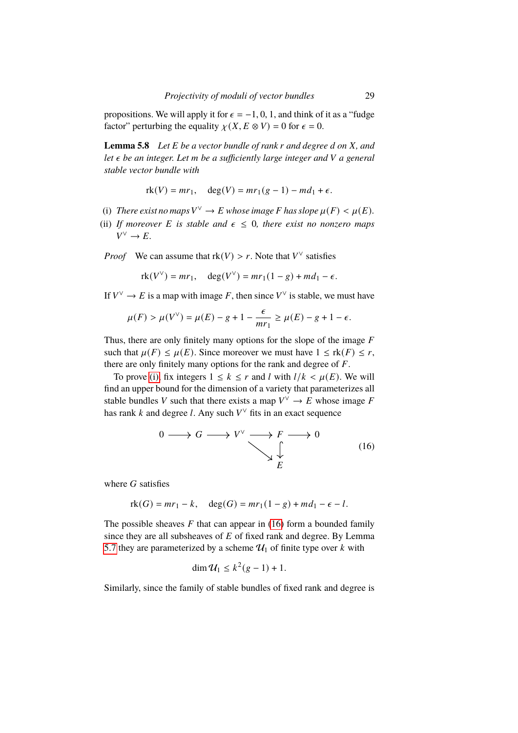propositions. We will apply it for $\epsilon = -1, 0, 1$, and think of it as a "fudge factor" perturbing the equality $\chi(X, E \otimes V) = 0$ for $\epsilon = 0$.

**Lemma 5.8** *Let $E$ be a vector bundle of rank $r$ and degree $d$ on $X$, and let $\epsilon$ be an integer. Let $m$ be a sufficiently large integer and $V$ a general stable vector bundle with*

$$\operatorname{rk}(V) = mr_1, \quad \deg(V) = mr_1(g-1) - md_1 + \epsilon.$$

(i) *There exist no maps $V^\vee \to E$ whose image $F$ has slope $\mu(F) < \mu(E)$.*

(ii) *If moreover $E$ is stable and $\epsilon \leq 0$, there exist no nonzero maps $V^\vee \to E$.*

*Proof* We can assume that $\operatorname{rk}(V) > r$. Note that $V^\vee$ satisfies

$$\operatorname{rk}(V^\vee) = mr_1, \quad \deg(V^\vee) = mr_1(1-g) + md_1 - \epsilon.$$

If $V^\vee \to E$ is a map with image $F$, then since $V^\vee$ is stable, we must have

$$\mu(F) > \mu(V^\vee) = \mu(E) - g + 1 - \frac{\epsilon}{mr_1} \geq \mu(E) - g + 1 - \epsilon.$$

Thus, there are only finitely many options for the slope of the image $F$ such that $\mu(F) \leq \mu(E)$. Since moreover we must have $1 \leq \operatorname{rk}(F) \leq r$, there are only finitely many options for the rank and degree of $F$.

To prove (i), fix integers $1 \leq k \leq r$ and $l$ with $l/k < \mu(E)$. We will find an upper bound for the dimension of a variety that parameterizes all stable bundles $V$ such that there exists a map $V^\vee \to E$ whose image $F$ has rank $k$ and degree $l$. Any such $V^\vee$ fits in an exact sequence

$$\begin{array}{ccccccccc} 0 & \longrightarrow & G & \longrightarrow & V^\vee & \longrightarrow & F & \longrightarrow & 0 \\ & & & & & \searrow & \downarrow & & \\ & & & & & & E & & \end{array} \tag{16}$$

where $G$ satisfies

$$\operatorname{rk}(G) = mr_1 - k, \quad \deg(G) = mr_1(1-g) + md_1 - \epsilon - l.$$

The possible sheaves $F$ that can appear in (16) form a bounded family since they are all subsheaves of $E$ of fixed rank and degree. By Lemma 5.7 they are parameterized by a scheme $\mathcal{U}_1$ of finite type over $k$ with

$$\dim \mathcal{U}_1 \leq k^2(g-1) + 1.$$

Similarly, since the family of stable bundles of fixed rank and degree is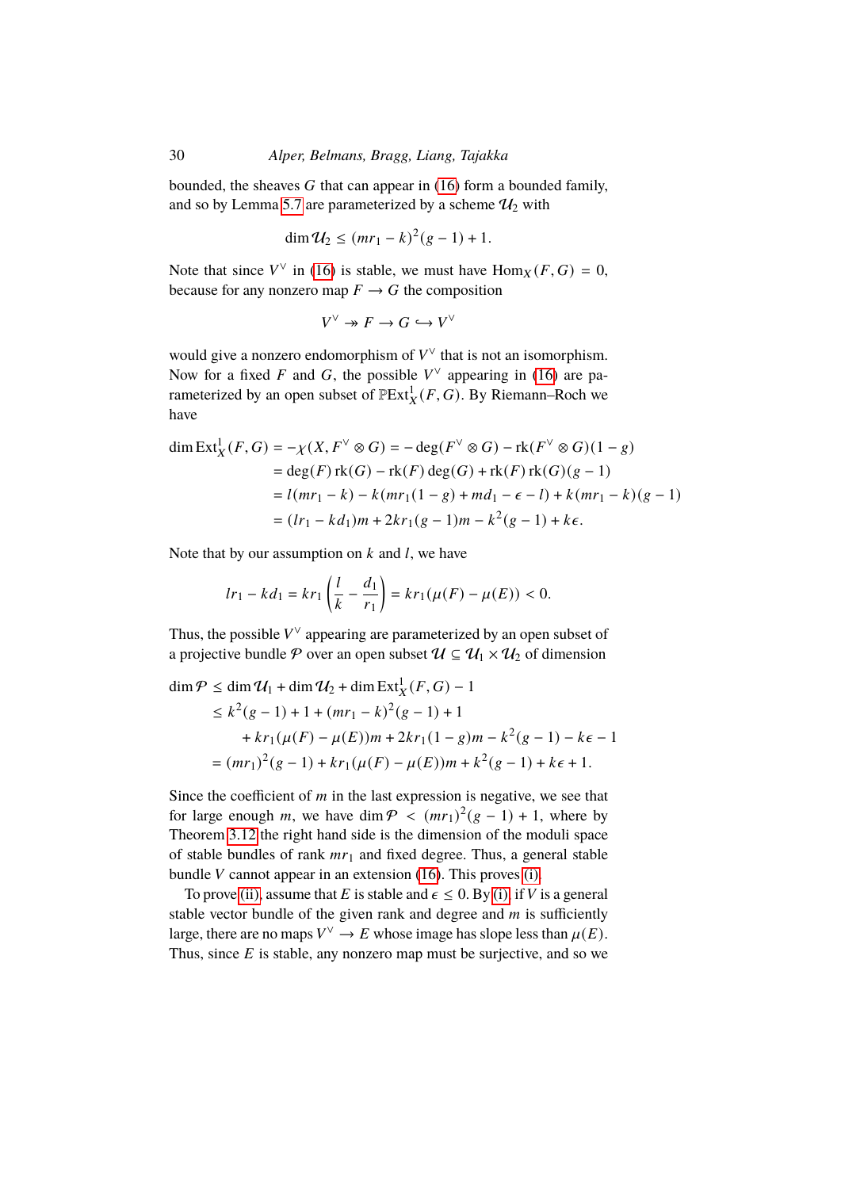bounded, the sheaves $G$ that can appear in (16) form a bounded family, and so by Lemma 5.7 are parameterized by a scheme $\mathcal{U}_2$ with

$$\dim \mathcal{U}_2 \leq (mr_1 - k)^2(g-1) + 1.$$

Note that since $V^\vee$ in (16) is stable, we must have $\operatorname{Hom}_X(F, G) = 0$, because for any nonzero map $F \to G$ the composition

$$V^\vee \twoheadrightarrow F \to G \hookrightarrow V^\vee$$

would give a nonzero endomorphism of $V^\vee$ that is not an isomorphism. Now for a fixed $F$ and $G$, the possible $V^\vee$ appearing in (16) are parameterized by an open subset of $\mathbb{P}\operatorname{Ext}^1_X(F, G)$. By Riemann–Roch we have

$$\begin{aligned}
\dim \operatorname{Ext}^1_X(F, G) &= -\chi(X, F^\vee \otimes G) = -\deg(F^\vee \otimes G) - \operatorname{rk}(F^\vee \otimes G)(1-g) \\
&= \deg(F)\operatorname{rk}(G) - \operatorname{rk}(F)\deg(G) + \operatorname{rk}(F)\operatorname{rk}(G)(g-1) \\
&= l(mr_1 - k) - k(mr_1(1-g) + md_1 - \epsilon - l) + k(mr_1 - k)(g-1) \\
&= (lr_1 - kd_1)m + 2kr_1(g-1)m - k^2(g-1) + k\epsilon.
\end{aligned}$$

Note that by our assumption on $k$ and $l$, we have

$$lr_1 - kd_1 = kr_1\left(\frac{l}{k} - \frac{d_1}{r_1}\right) = kr_1(\mu(F) - \mu(E)) < 0.$$

Thus, the possible $V^\vee$ appearing are parameterized by an open subset of a projective bundle $\mathcal{P}$ over an open subset $\mathcal{U} \subseteq \mathcal{U}_1 \times \mathcal{U}_2$ of dimension

$$\begin{aligned}
\dim \mathcal{P} &\leq \dim \mathcal{U}_1 + \dim \mathcal{U}_2 + \dim \operatorname{Ext}^1_X(F, G) - 1 \\
&\leq k^2(g-1) + 1 + (mr_1 - k)^2(g-1) + 1 \\
&\qquad + kr_1(\mu(F) - \mu(E))m + 2kr_1(1-g)m - k^2(g-1) - k\epsilon - 1 \\
&= (mr_1)^2(g-1) + kr_1(\mu(F) - \mu(E))m + k^2(g-1) + k\epsilon + 1.
\end{aligned}$$

Since the coefficient of $m$ in the last expression is negative, we see that for large enough $m$, we have $\dim \mathcal{P} < (mr_1)^2(g-1) + 1$, where by Theorem 3.12 the right hand side is the dimension of the moduli space of stable bundles of rank $mr_1$ and fixed degree. Thus, a general stable bundle $V$ cannot appear in an extension (16). This proves (i).

To prove (ii), assume that $E$ is stable and $\epsilon \leq 0$. By (i), if $V$ is a general stable vector bundle of the given rank and degree and $m$ is sufficiently large, there are no maps $V^\vee \to E$ whose image has slope less than $\mu(E)$. Thus, since $E$ is stable, any nonzero map must be surjective, and so we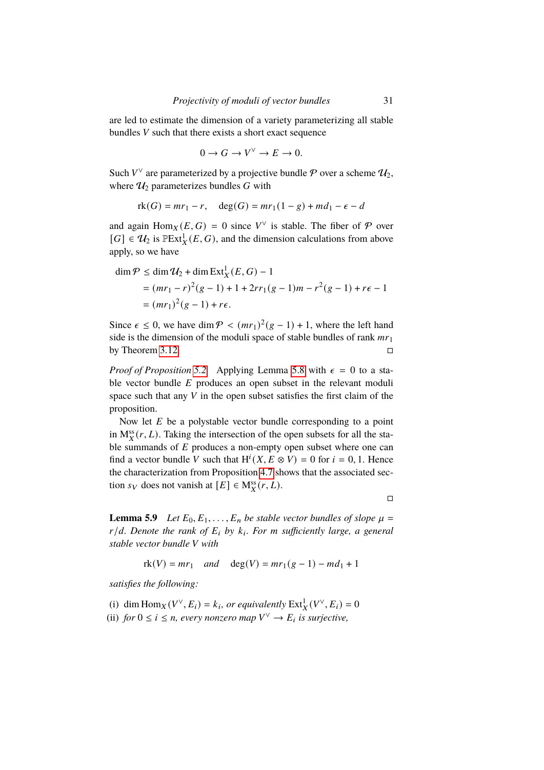are led to estimate the dimension of a variety parameterizing all stable bundles $V$ such that there exists a short exact sequence

$$0 \to G \to V^\vee \to E \to 0.$$

Such $V^\vee$ are parameterized by a projective bundle $\mathcal{P}$ over a scheme $\mathcal{U}_2$, where $\mathcal{U}_2$ parameterizes bundles $G$ with

$$\mathrm{rk}(G) = mr_1 - r, \quad \deg(G) = mr_1(1-g) + md_1 - \epsilon - d$$

and again $\mathrm{Hom}_X(E, G) = 0$ since $V^\vee$ is stable. The fiber of $\mathcal{P}$ over $[G] \in \mathcal{U}_2$ is $\mathbb{P}\mathrm{Ext}^1_X(E, G)$, and the dimension calculations from above apply, so we have

$$\begin{aligned}
\dim \mathcal{P} &\le \dim \mathcal{U}_2 + \dim \mathrm{Ext}^1_X(E, G) - 1 \\
&= (mr_1 - r)^2(g-1) + 1 + 2rr_1(g-1)m - r^2(g-1) + r\epsilon - 1 \\
&= (mr_1)^2(g-1) + r\epsilon.
\end{aligned}$$

Since $\epsilon \le 0$, we have $\dim \mathcal{P} < (mr_1)^2(g-1) + 1$, where the left hand side is the dimension of the moduli space of stable bundles of rank $mr_1$ by Theorem 3.12. $\square$

*Proof of Proposition 5.2.* Applying Lemma 5.8 with $\epsilon = 0$ to a stable vector bundle $E$ produces an open subset in the relevant moduli space such that any $V$ in the open subset satisfies the first claim of the proposition.

Now let $E$ be a polystable vector bundle corresponding to a point in $\mathrm{M}^{\mathrm{ss}}_X(r, L)$. Taking the intersection of the open subsets for all the stable summands of $E$ produces a non-empty open subset where one can find a vector bundle $V$ such that $\mathrm{H}^i(X, E \otimes V) = 0$ for $i = 0, 1$. Hence the characterization from Proposition 4.7 shows that the associated section $s_V$ does not vanish at $[E] \in \mathrm{M}^{\mathrm{ss}}_X(r, L)$.

$\square$

**Lemma 5.9** *Let $E_0, E_1, \ldots, E_n$ be stable vector bundles of slope $\mu = r/d$. Denote the rank of $E_i$ by $k_i$. For $m$ sufficiently large, a general stable vector bundle $V$ with*

$$\mathrm{rk}(V) = mr_1 \quad \textit{and} \quad \deg(V) = mr_1(g-1) - md_1 + 1$$

*satisfies the following:*

(i) $\dim \mathrm{Hom}_X(V^\vee, E_i) = k_i$*, or equivalently* $\mathrm{Ext}^1_X(V^\vee, E_i) = 0$

(ii) *for* $0 \le i \le n$*, every nonzero map* $V^\vee \to E_i$ *is surjective,*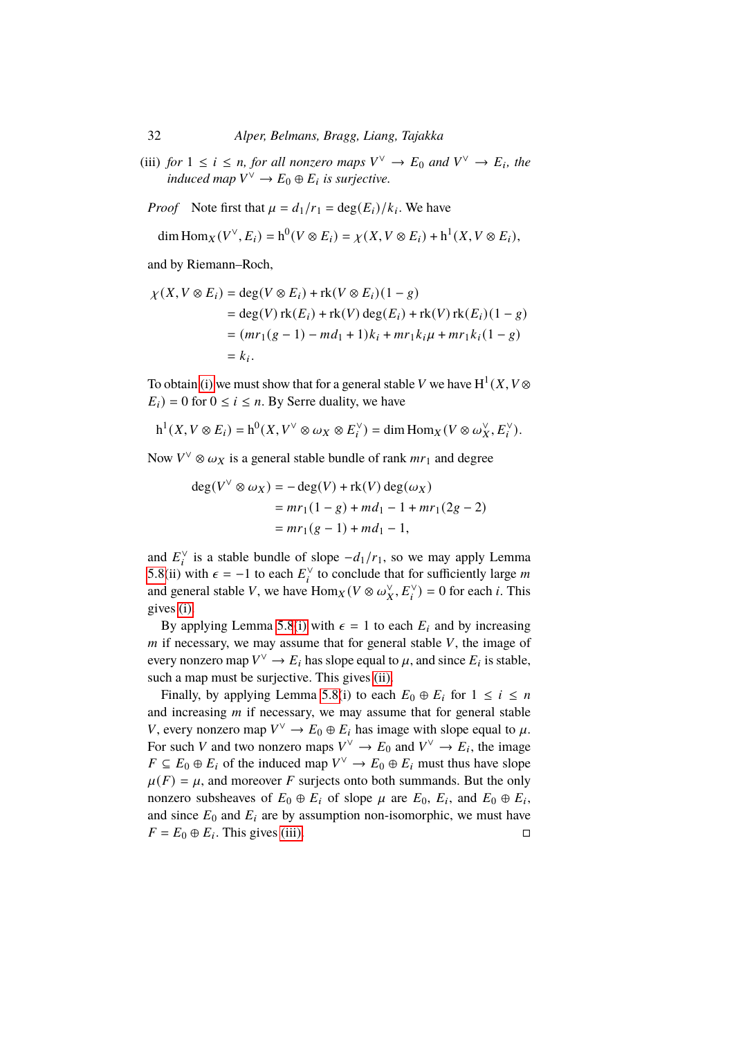(iii) *for* $1 \le i \le n$*, for all nonzero maps* $V^\vee \to E_0$ *and* $V^\vee \to E_i$*, the induced map* $V^\vee \to E_0 \oplus E_i$ *is surjective.*

*Proof* Note first that $\mu = d_1/r_1 = \deg(E_i)/k_i$. We have

$$\dim \operatorname{Hom}_X(V^\vee, E_i) = \mathrm{h}^0(V \otimes E_i) = \chi(X, V \otimes E_i) + \mathrm{h}^1(X, V \otimes E_i),$$

and by Riemann–Roch,

$$\begin{aligned}
\chi(X, V \otimes E_i) &= \deg(V \otimes E_i) + \operatorname{rk}(V \otimes E_i)(1-g) \\
&= \deg(V)\operatorname{rk}(E_i) + \operatorname{rk}(V)\deg(E_i) + \operatorname{rk}(V)\operatorname{rk}(E_i)(1-g) \\
&= (mr_1(g-1) - md_1 + 1)k_i + mr_1 k_i \mu + mr_1 k_i(1-g) \\
&= k_i.
\end{aligned}$$

To obtain (i) we must show that for a general stable $V$ we have $\mathrm{H}^1(X, V \otimes E_i) = 0$ for $0 \le i \le n$. By Serre duality, we have

$$\mathrm{h}^1(X, V \otimes E_i) = \mathrm{h}^0(X, V^\vee \otimes \omega_X \otimes E_i^\vee) = \dim \operatorname{Hom}_X(V \otimes \omega_X^\vee, E_i^\vee).$$

Now $V^\vee \otimes \omega_X$ is a general stable bundle of rank $mr_1$ and degree

$$\begin{aligned}
\deg(V^\vee \otimes \omega_X) &= -\deg(V) + \operatorname{rk}(V)\deg(\omega_X) \\
&= mr_1(1-g) + md_1 - 1 + mr_1(2g-2) \\
&= mr_1(g-1) + md_1 - 1,
\end{aligned}$$

and $E_i^\vee$ is a stable bundle of slope $-d_1/r_1$, so we may apply Lemma 5.8(ii) with $\epsilon = -1$ to each $E_i^\vee$ to conclude that for sufficiently large $m$ and general stable $V$, we have $\operatorname{Hom}_X(V \otimes \omega_X^\vee, E_i^\vee) = 0$ for each $i$. This gives (i).

By applying Lemma 5.8(i) with $\epsilon = 1$ to each $E_i$ and by increasing $m$ if necessary, we may assume that for general stable $V$, the image of every nonzero map $V^\vee \to E_i$ has slope equal to $\mu$, and since $E_i$ is stable, such a map must be surjective. This gives (ii).

Finally, by applying Lemma 5.8(i) to each $E_0 \oplus E_i$ for $1 \le i \le n$ and increasing $m$ if necessary, we may assume that for general stable $V$, every nonzero map $V^\vee \to E_0 \oplus E_i$ has image with slope equal to $\mu$. For such $V$ and two nonzero maps $V^\vee \to E_0$ and $V^\vee \to E_i$, the image $F \subseteq E_0 \oplus E_i$ of the induced map $V^\vee \to E_0 \oplus E_i$ must thus have slope $\mu(F) = \mu$, and moreover $F$ surjects onto both summands. But the only nonzero subsheaves of $E_0 \oplus E_i$ of slope $\mu$ are $E_0$, $E_i$, and $E_0 \oplus E_i$, and since $E_0$ and $E_i$ are by assumption non-isomorphic, we must have $F = E_0 \oplus E_i$. This gives (iii). □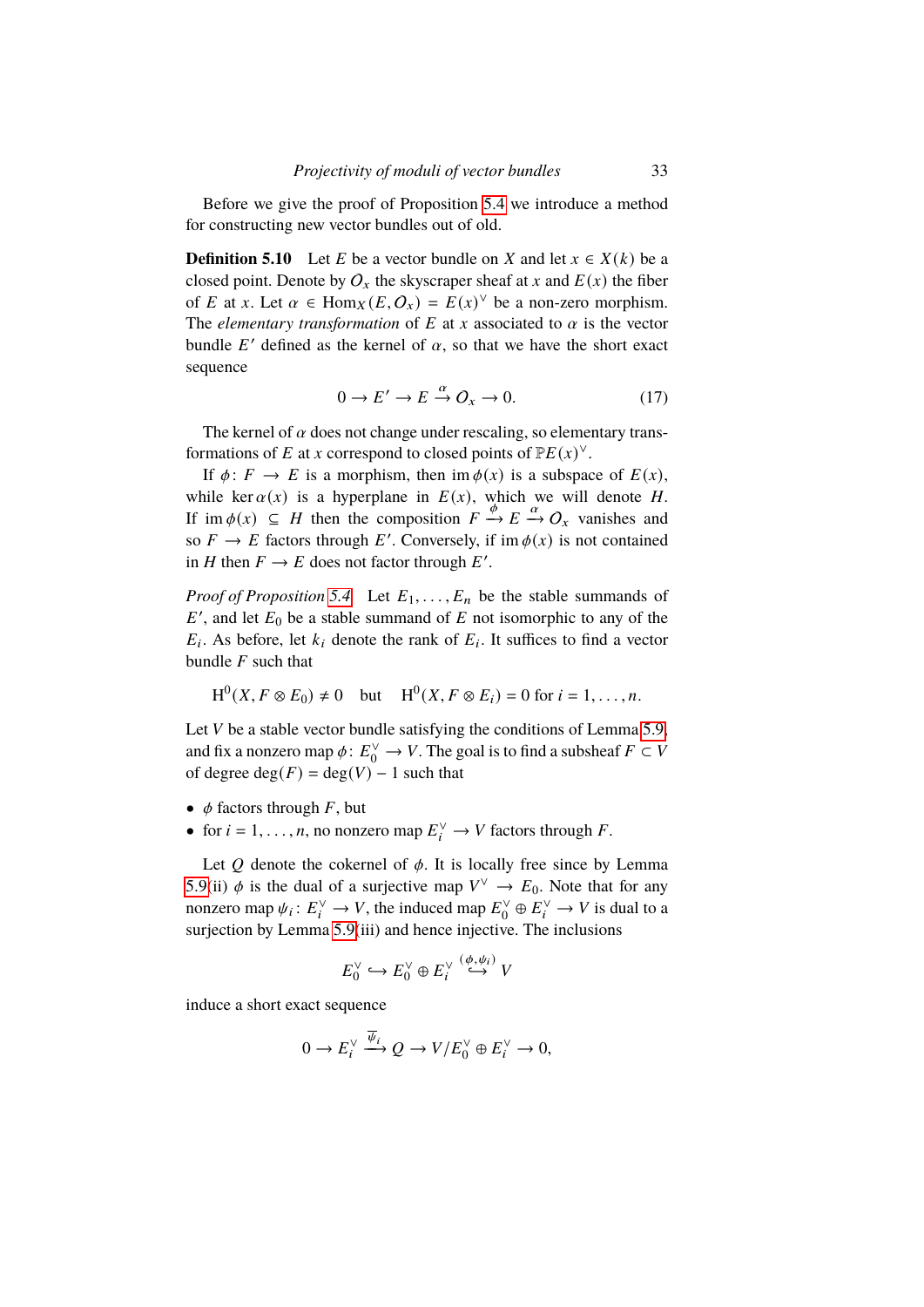Before we give the proof of Proposition 5.4 we introduce a method for constructing new vector bundles out of old.

**Definition 5.10** Let $E$ be a vector bundle on $X$ and let $x \in X(k)$ be a closed point. Denote by $\mathcal{O}_x$ the skyscraper sheaf at $x$ and $E(x)$ the fiber of $E$ at $x$. Let $\alpha \in \operatorname{Hom}_X(E, \mathcal{O}_x) = E(x)^\vee$ be a non-zero morphism. The *elementary transformation* of $E$ at $x$ associated to $\alpha$ is the vector bundle $E'$ defined as the kernel of $\alpha$, so that we have the short exact sequence

$$0 \to E' \to E \xrightarrow{\alpha} \mathcal{O}_x \to 0. \tag{17}$$

The kernel of $\alpha$ does not change under rescaling, so elementary transformations of $E$ at $x$ correspond to closed points of $\mathbb{P}E(x)^\vee$.

If $\phi\colon F \to E$ is a morphism, then $\operatorname{im}\phi(x)$ is a subspace of $E(x)$, while $\ker\alpha(x)$ is a hyperplane in $E(x)$, which we will denote $H$. If $\operatorname{im}\phi(x) \subseteq H$ then the composition $F \xrightarrow{\phi} E \xrightarrow{\alpha} \mathcal{O}_x$ vanishes and so $F \to E$ factors through $E'$. Conversely, if $\operatorname{im}\phi(x)$ is not contained in $H$ then $F \to E$ does not factor through $E'$.

*Proof of Proposition 5.4* Let $E_1, \ldots, E_n$ be the stable summands of $E'$, and let $E_0$ be a stable summand of $E$ not isomorphic to any of the $E_i$. As before, let $k_i$ denote the rank of $E_i$. It suffices to find a vector bundle $F$ such that

$$\mathrm{H}^0(X, F \otimes E_0) \neq 0 \quad \text{but} \quad \mathrm{H}^0(X, F \otimes E_i) = 0 \text{ for } i = 1, \ldots, n.$$

Let $V$ be a stable vector bundle satisfying the conditions of Lemma 5.9, and fix a nonzero map $\phi\colon E_0^\vee \to V$. The goal is to find a subsheaf $F \subset V$ of degree $\deg(F) = \deg(V) - 1$ such that

- $\phi$ factors through $F$, but
- for $i = 1, \ldots, n$, no nonzero map $E_i^\vee \to V$ factors through $F$.

Let $Q$ denote the cokernel of $\phi$. It is locally free since by Lemma 5.9(ii) $\phi$ is the dual of a surjective map $V^\vee \to E_0$. Note that for any nonzero map $\psi_i\colon E_i^\vee \to V$, the induced map $E_0^\vee \oplus E_i^\vee \to V$ is dual to a surjection by Lemma 5.9(iii) and hence injective. The inclusions

$$E_0^\vee \hookrightarrow E_0^\vee \oplus E_i^\vee \overset{(\phi,\psi_i)}{\hookrightarrow} V$$

induce a short exact sequence

$$0 \to E_i^\vee \xrightarrow{\overline{\psi}_i} Q \to V/E_0^\vee \oplus E_i^\vee \to 0,$$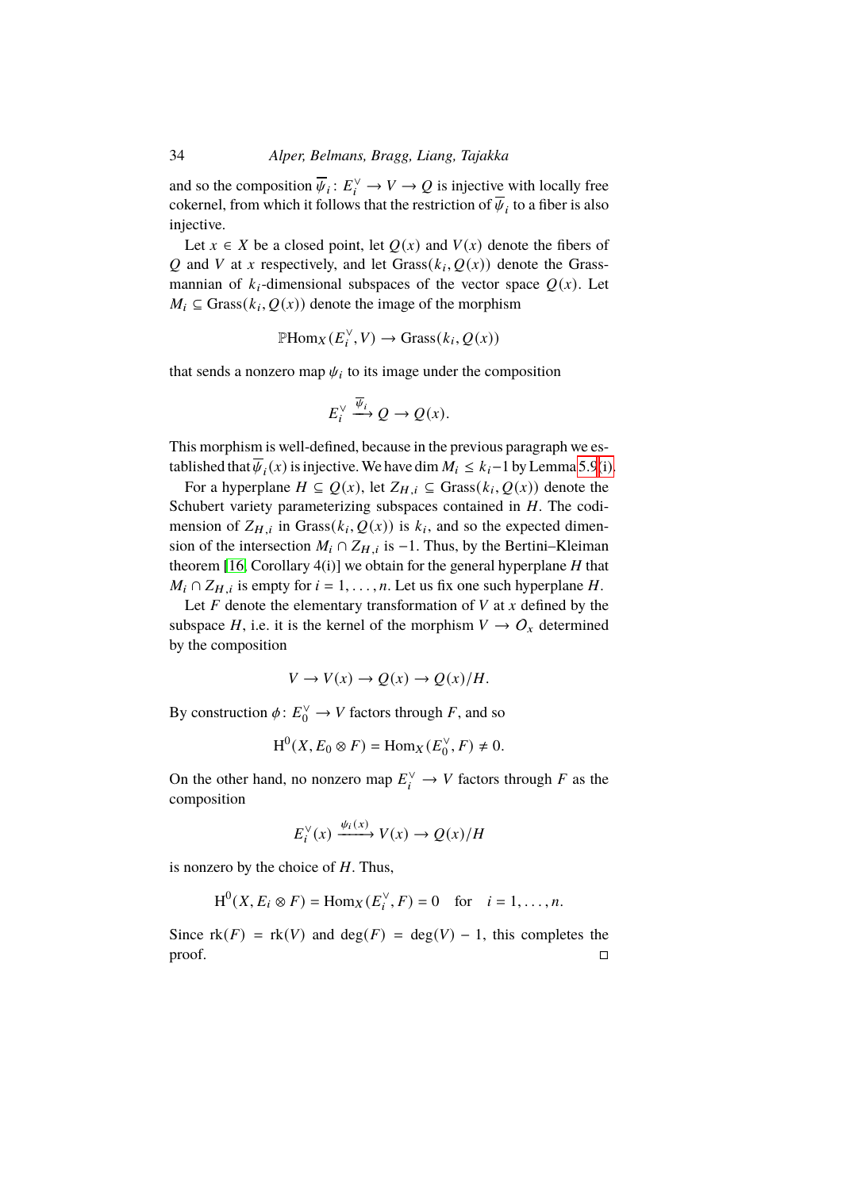and so the composition $\overline{\psi}_i \colon E_i^\vee \to V \to Q$ is injective with locally free cokernel, from which it follows that the restriction of $\overline{\psi}_i$ to a fiber is also injective.

Let $x \in X$ be a closed point, let $Q(x)$ and $V(x)$ denote the fibers of $Q$ and $V$ at $x$ respectively, and let $\mathrm{Grass}(k_i, Q(x))$ denote the Grassmannian of $k_i$-dimensional subspaces of the vector space $Q(x)$. Let $M_i \subseteq \mathrm{Grass}(k_i, Q(x))$ denote the image of the morphism

$$\mathbb{P}\mathrm{Hom}_X(E_i^\vee, V) \to \mathrm{Grass}(k_i, Q(x))$$

that sends a nonzero map $\psi_i$ to its image under the composition

$$E_i^\vee \xrightarrow{\overline{\psi}_i} Q \to Q(x).$$

This morphism is well-defined, because in the previous paragraph we established that $\overline{\psi}_i(x)$ is injective. We have $\dim M_i \leq k_i - 1$ by Lemma 5.9(i).

For a hyperplane $H \subseteq Q(x)$, let $Z_{H,i} \subseteq \mathrm{Grass}(k_i, Q(x))$ denote the Schubert variety parameterizing subspaces contained in $H$. The codimension of $Z_{H,i}$ in $\mathrm{Grass}(k_i, Q(x))$ is $k_i$, and so the expected dimension of the intersection $M_i \cap Z_{H,i}$ is $-1$. Thus, by the Bertini–Kleiman theorem [16, Corollary 4(i)] we obtain for the general hyperplane $H$ that $M_i \cap Z_{H,i}$ is empty for $i = 1, \ldots, n$. Let us fix one such hyperplane $H$.

Let $F$ denote the elementary transformation of $V$ at $x$ defined by the subspace $H$, i.e. it is the kernel of the morphism $V \to \mathcal{O}_x$ determined by the composition

$$V \to V(x) \to Q(x) \to Q(x)/H.$$

By construction $\phi \colon E_0^\vee \to V$ factors through $F$, and so

$$\mathrm{H}^0(X, E_0 \otimes F) = \mathrm{Hom}_X(E_0^\vee, F) \neq 0.$$

On the other hand, no nonzero map $E_i^\vee \to V$ factors through $F$ as the composition

$$E_i^\vee(x) \xrightarrow{\psi_i(x)} V(x) \to Q(x)/H$$

is nonzero by the choice of $H$. Thus,

$$\mathrm{H}^0(X, E_i \otimes F) = \mathrm{Hom}_X(E_i^\vee, F) = 0 \quad \text{for} \quad i = 1, \ldots, n.$$

Since $\mathrm{rk}(F) = \mathrm{rk}(V)$ and $\deg(F) = \deg(V) - 1$, this completes the proof. □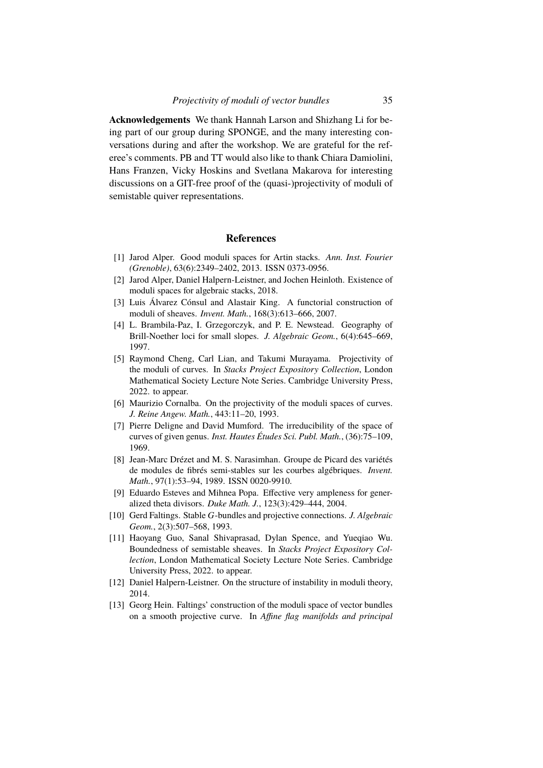**Acknowledgements** We thank Hannah Larson and Shizhang Li for being part of our group during SPONGE, and the many interesting conversations during and after the workshop. We are grateful for the referee's comments. PB and TT would also like to thank Chiara Damiolini, Hans Franzen, Vicky Hoskins and Svetlana Makarova for interesting discussions on a GIT-free proof of the (quasi-)projectivity of moduli of semistable quiver representations.

## References

[1] Jarod Alper. Good moduli spaces for Artin stacks. *Ann. Inst. Fourier (Grenoble)*, 63(6):2349–2402, 2013. ISSN 0373-0956.

[2] Jarod Alper, Daniel Halpern-Leistner, and Jochen Heinloth. Existence of moduli spaces for algebraic stacks, 2018.

[3] Luis Álvarez Cónsul and Alastair King. A functorial construction of moduli of sheaves. *Invent. Math.*, 168(3):613–666, 2007.

[4] L. Brambila-Paz, I. Grzegorczyk, and P. E. Newstead. Geography of Brill-Noether loci for small slopes. *J. Algebraic Geom.*, 6(4):645–669, 1997.

[5] Raymond Cheng, Carl Lian, and Takumi Murayama. Projectivity of the moduli of curves. In *Stacks Project Expository Collection*, London Mathematical Society Lecture Note Series. Cambridge University Press, 2022. to appear.

[6] Maurizio Cornalba. On the projectivity of the moduli spaces of curves. *J. Reine Angew. Math.*, 443:11–20, 1993.

[7] Pierre Deligne and David Mumford. The irreducibility of the space of curves of given genus. *Inst. Hautes Études Sci. Publ. Math.*, (36):75–109, 1969.

[8] Jean-Marc Drézet and M. S. Narasimhan. Groupe de Picard des variétés de modules de fibrés semi-stables sur les courbes algébriques. *Invent. Math.*, 97(1):53–94, 1989. ISSN 0020-9910.

[9] Eduardo Esteves and Mihnea Popa. Effective very ampleness for generalized theta divisors. *Duke Math. J.*, 123(3):429–444, 2004.

[10] Gerd Faltings. Stable $G$-bundles and projective connections. *J. Algebraic Geom.*, 2(3):507–568, 1993.

[11] Haoyang Guo, Sanal Shivaprasad, Dylan Spence, and Yueqiao Wu. Boundedness of semistable sheaves. In *Stacks Project Expository Collection*, London Mathematical Society Lecture Note Series. Cambridge University Press, 2022. to appear.

[12] Daniel Halpern-Leistner. On the structure of instability in moduli theory, 2014.

[13] Georg Hein. Faltings' construction of the moduli space of vector bundles on a smooth projective curve. In *Affine flag manifolds and principal*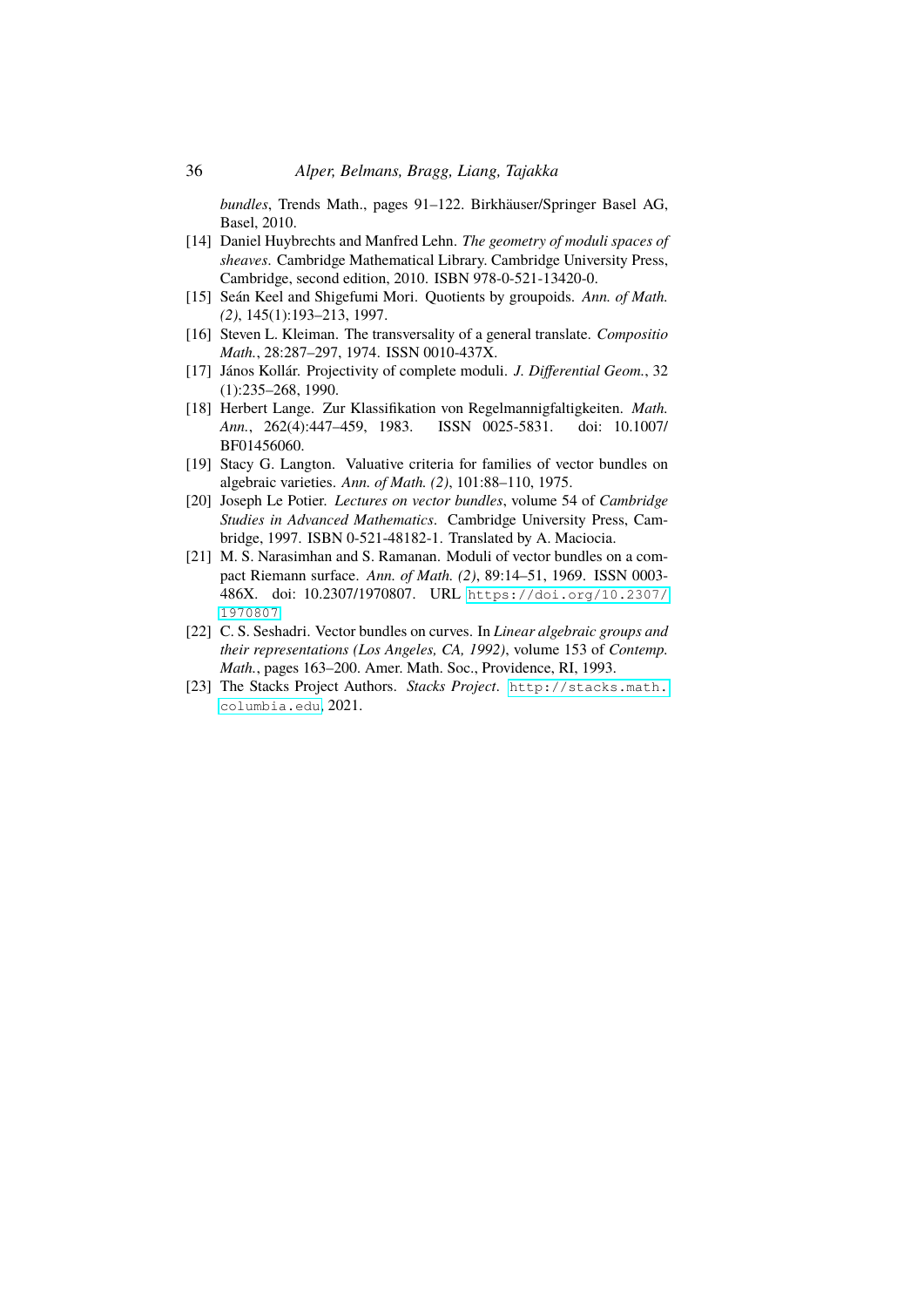*bundles*, Trends Math., pages 91–122. Birkhäuser/Springer Basel AG, Basel, 2010.

[14] Daniel Huybrechts and Manfred Lehn. *The geometry of moduli spaces of sheaves*. Cambridge Mathematical Library. Cambridge University Press, Cambridge, second edition, 2010. ISBN 978-0-521-13420-0.

[15] Seán Keel and Shigefumi Mori. Quotients by groupoids. *Ann. of Math. (2)*, 145(1):193–213, 1997.

[16] Steven L. Kleiman. The transversality of a general translate. *Compositio Math.*, 28:287–297, 1974. ISSN 0010-437X.

[17] János Kollár. Projectivity of complete moduli. *J. Differential Geom.*, 32 (1):235–268, 1990.

[18] Herbert Lange. Zur Klassifikation von Regelmannigfaltigkeiten. *Math. Ann.*, 262(4):447–459, 1983. ISSN 0025-5831. doi: 10.1007/BF01456060.

[19] Stacy G. Langton. Valuative criteria for families of vector bundles on algebraic varieties. *Ann. of Math. (2)*, 101:88–110, 1975.

[20] Joseph Le Potier. *Lectures on vector bundles*, volume 54 of *Cambridge Studies in Advanced Mathematics*. Cambridge University Press, Cambridge, 1997. ISBN 0-521-48182-1. Translated by A. Maciocia.

[21] M. S. Narasimhan and S. Ramanan. Moduli of vector bundles on a compact Riemann surface. *Ann. of Math. (2)*, 89:14–51, 1969. ISSN 0003-486X. doi: 10.2307/1970807. URL `https://doi.org/10.2307/1970807`.

[22] C. S. Seshadri. Vector bundles on curves. In *Linear algebraic groups and their representations (Los Angeles, CA, 1992)*, volume 153 of *Contemp. Math.*, pages 163–200. Amer. Math. Soc., Providence, RI, 1993.

[23] The Stacks Project Authors. *Stacks Project*. `http://stacks.math.columbia.edu`, 2021.